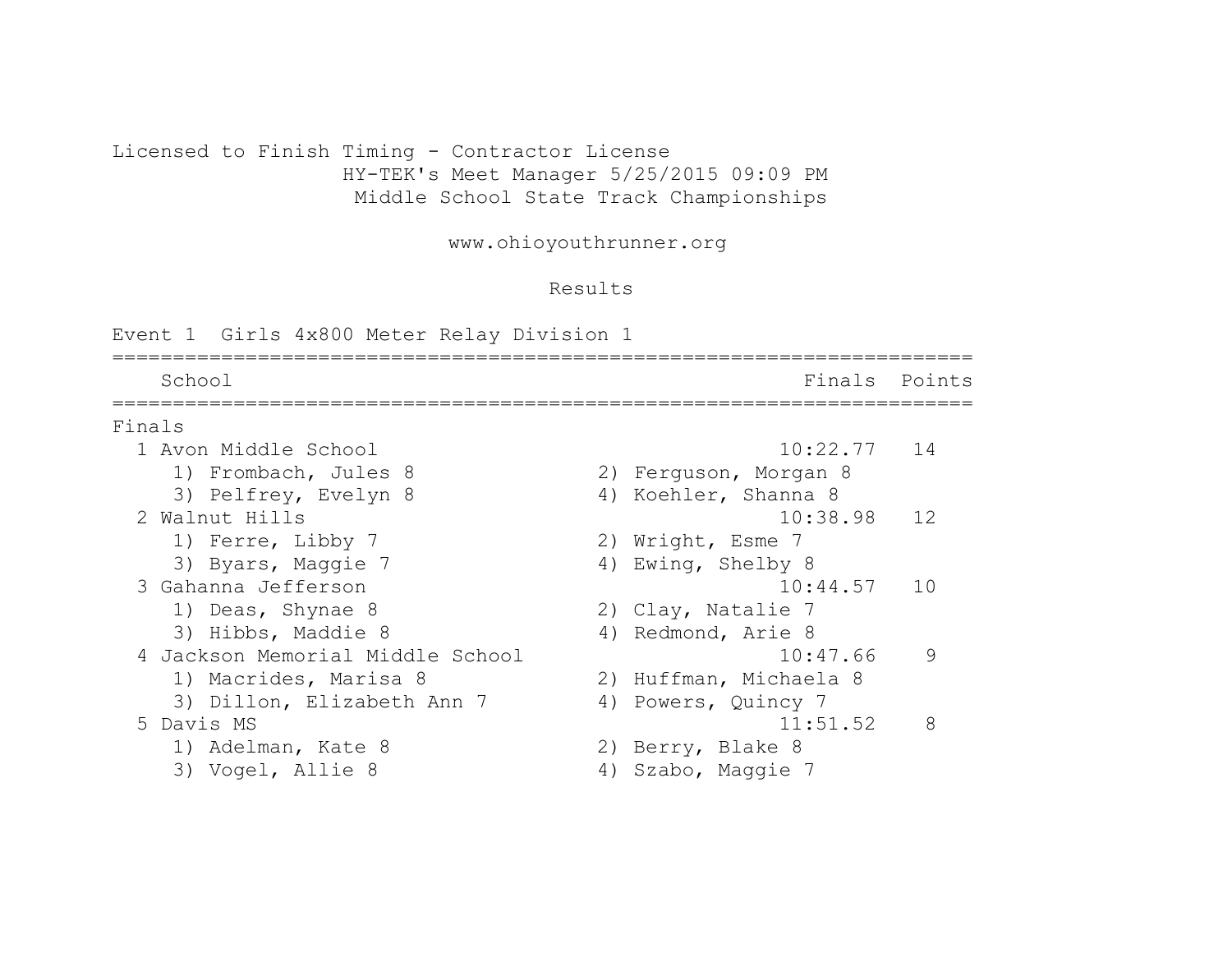Licensed to Finish Timing - Contractor License
HY-TEK's Meet Manager 5/25/2015 09:09 PM
Middle School State Track Championships

www.ohioyouthrunner.org

Results

Event 1 Girls 4x800 Meter Relay Division 1

| Place | School | Finals | Points |
|---|---|---|---|
| **Finals** | | | |
| 1 | Avon Middle School | 10:22.77 | 14 |
| | 1) Frombach, Jules 8; 2) Ferguson, Morgan 8; 3) Pelfrey, Evelyn 8; 4) Koehler, Shanna 8 | | |
| 2 | Walnut Hills | 10:38.98 | 12 |
| | 1) Ferre, Libby 7; 2) Wright, Esme 7; 3) Byars, Maggie 7; 4) Ewing, Shelby 8 | | |
| 3 | Gahanna Jefferson | 10:44.57 | 10 |
| | 1) Deas, Shynae 8; 2) Clay, Natalie 7; 3) Hibbs, Maddie 8; 4) Redmond, Arie 8 | | |
| 4 | Jackson Memorial Middle School | 10:47.66 | 9 |
| | 1) Macrides, Marisa 8; 2) Huffman, Michaela 8; 3) Dillon, Elizabeth Ann 7; 4) Powers, Quincy 7 | | |
| 5 | Davis MS | 11:51.52 | 8 |
| | 1) Adelman, Kate 8; 2) Berry, Blake 8; 3) Vogel, Allie 8; 4) Szabo, Maggie 7 | | |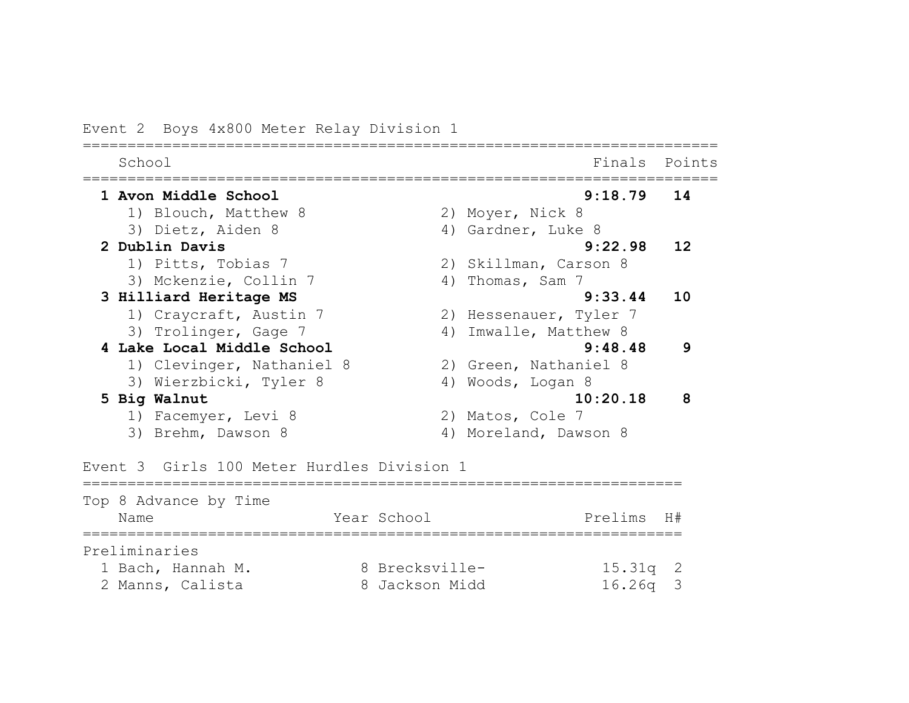Event 2  Boys 4x800 Meter Relay Division 1

| School | Finals | Points |
|---|---|---|
| **1 Avon Middle School** | **9:18.79** | **14** |
| 1) Blouch, Matthew 8 / 2) Moyer, Nick 8 / 3) Dietz, Aiden 8 / 4) Gardner, Luke 8 | | |
| **2 Dublin Davis** | **9:22.98** | **12** |
| 1) Pitts, Tobias 7 / 2) Skillman, Carson 8 / 3) Mckenzie, Collin 7 / 4) Thomas, Sam 7 | | |
| **3 Hilliard Heritage MS** | **9:33.44** | **10** |
| 1) Craycraft, Austin 7 / 2) Hessenauer, Tyler 7 / 3) Trolinger, Gage 7 / 4) Imwalle, Matthew 8 | | |
| **4 Lake Local Middle School** | **9:48.48** | **9** |
| 1) Clevinger, Nathaniel 8 / 2) Green, Nathaniel 8 / 3) Wierzbicki, Tyler 8 / 4) Woods, Logan 8 | | |
| **5 Big Walnut** | **10:20.18** | **8** |
| 1) Facemyer, Levi 8 / 2) Matos, Cole 7 / 3) Brehm, Dawson 8 / 4) Moreland, Dawson 8 | | |

Event 3  Girls 100 Meter Hurdles Division 1

Top 8 Advance by Time

| Name | Year | School | Prelims | H# |
|---|---|---|---|---|
| **Preliminaries** | | | | |
| 1 Bach, Hannah M. | 8 | Brecksville- | 15.31q | 2 |
| 2 Manns, Calista | 8 | Jackson Midd | 16.26q | 3 |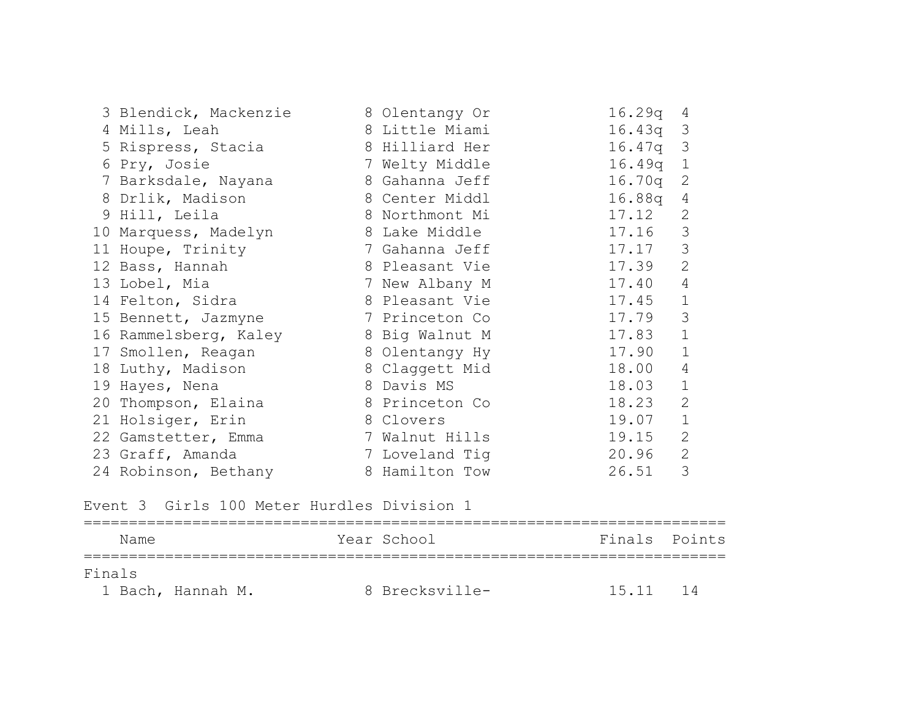| Place | Name | Year | School | Time | Heat |
|---|---|---|---|---|---|
| 3 | Blendick, Mackenzie | 8 | Olentangy Or | 16.29q | 4 |
| 4 | Mills, Leah | 8 | Little Miami | 16.43q | 3 |
| 5 | Rispress, Stacia | 8 | Hilliard Her | 16.47q | 3 |
| 6 | Pry, Josie | 7 | Welty Middle | 16.49q | 1 |
| 7 | Barksdale, Nayana | 8 | Gahanna Jeff | 16.70q | 2 |
| 8 | Drlik, Madison | 8 | Center Middl | 16.88q | 4 |
| 9 | Hill, Leila | 8 | Northmont Mi | 17.12 | 2 |
| 10 | Marquess, Madelyn | 8 | Lake Middle | 17.16 | 3 |
| 11 | Houpe, Trinity | 7 | Gahanna Jeff | 17.17 | 3 |
| 12 | Bass, Hannah | 8 | Pleasant Vie | 17.39 | 2 |
| 13 | Lobel, Mia | 7 | New Albany M | 17.40 | 4 |
| 14 | Felton, Sidra | 8 | Pleasant Vie | 17.45 | 1 |
| 15 | Bennett, Jazmyne | 7 | Princeton Co | 17.79 | 3 |
| 16 | Rammelsberg, Kaley | 8 | Big Walnut M | 17.83 | 1 |
| 17 | Smollen, Reagan | 8 | Olentangy Hy | 17.90 | 1 |
| 18 | Luthy, Madison | 8 | Claggett Mid | 18.00 | 4 |
| 19 | Hayes, Nena | 8 | Davis MS | 18.03 | 1 |
| 20 | Thompson, Elaina | 8 | Princeton Co | 18.23 | 2 |
| 21 | Holsiger, Erin | 8 | Clovers | 19.07 | 1 |
| 22 | Gamstetter, Emma | 7 | Walnut Hills | 19.15 | 2 |
| 23 | Graff, Amanda | 7 | Loveland Tig | 20.96 | 2 |
| 24 | Robinson, Bethany | 8 | Hamilton Tow | 26.51 | 3 |

Event 3 Girls 100 Meter Hurdles Division 1

| Place | Name | Year | School | Finals | Points |
|---|---|---|---|---|---|
| Finals | | | | | |
| 1 | Bach, Hannah M. | 8 | Brecksville- | 15.11 | 14 |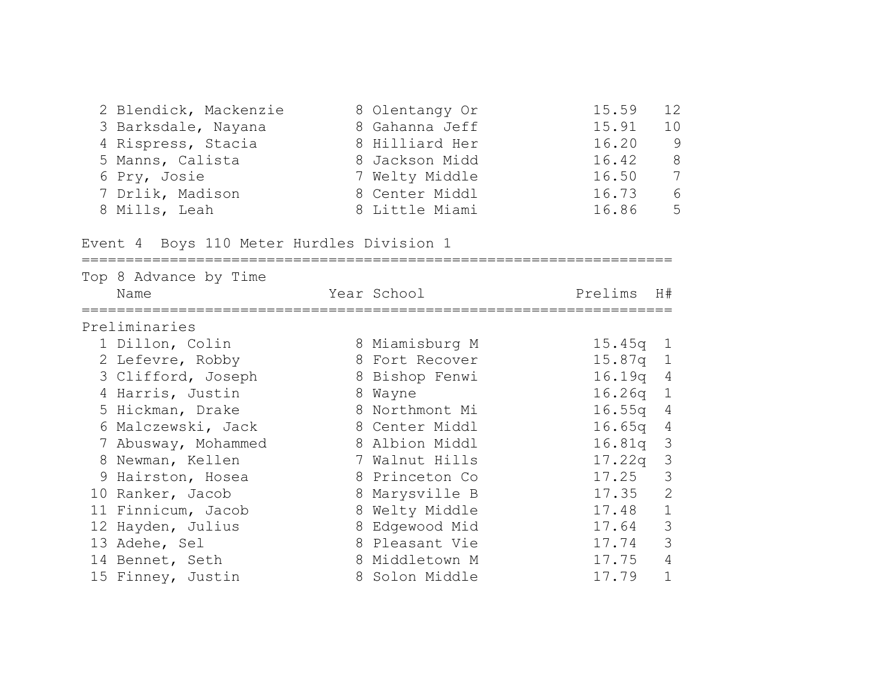| | Name | Year | School | Time | Points |
|---|---|---|---|---|---|
| 2 | Blendick, Mackenzie | 8 | Olentangy Or | 15.59 | 12 |
| 3 | Barksdale, Nayana | 8 | Gahanna Jeff | 15.91 | 10 |
| 4 | Rispress, Stacia | 8 | Hilliard Her | 16.20 | 9 |
| 5 | Manns, Calista | 8 | Jackson Midd | 16.42 | 8 |
| 6 | Pry, Josie | 7 | Welty Middle | 16.50 | 7 |
| 7 | Drlik, Madison | 8 | Center Middl | 16.73 | 6 |
| 8 | Mills, Leah | 8 | Little Miami | 16.86 | 5 |

## Event 4 Boys 110 Meter Hurdles Division 1

Top 8 Advance by Time

**Preliminaries**

| | Name | Year | School | Prelims | H# |
|---|---|---|---|---|---|
| 1 | Dillon, Colin | 8 | Miamisburg M | 15.45q | 1 |
| 2 | Lefevre, Robby | 8 | Fort Recover | 15.87q | 1 |
| 3 | Clifford, Joseph | 8 | Bishop Fenwi | 16.19q | 4 |
| 4 | Harris, Justin | 8 | Wayne | 16.26q | 1 |
| 5 | Hickman, Drake | 8 | Northmont Mi | 16.55q | 4 |
| 6 | Malczewski, Jack | 8 | Center Middl | 16.65q | 4 |
| 7 | Abusway, Mohammed | 8 | Albion Middl | 16.81q | 3 |
| 8 | Newman, Kellen | 7 | Walnut Hills | 17.22q | 3 |
| 9 | Hairston, Hosea | 8 | Princeton Co | 17.25 | 3 |
| 10 | Ranker, Jacob | 8 | Marysville B | 17.35 | 2 |
| 11 | Finnicum, Jacob | 8 | Welty Middle | 17.48 | 1 |
| 12 | Hayden, Julius | 8 | Edgewood Mid | 17.64 | 3 |
| 13 | Adehe, Sel | 8 | Pleasant Vie | 17.74 | 3 |
| 14 | Bennet, Seth | 8 | Middletown M | 17.75 | 4 |
| 15 | Finney, Justin | 8 | Solon Middle | 17.79 | 1 |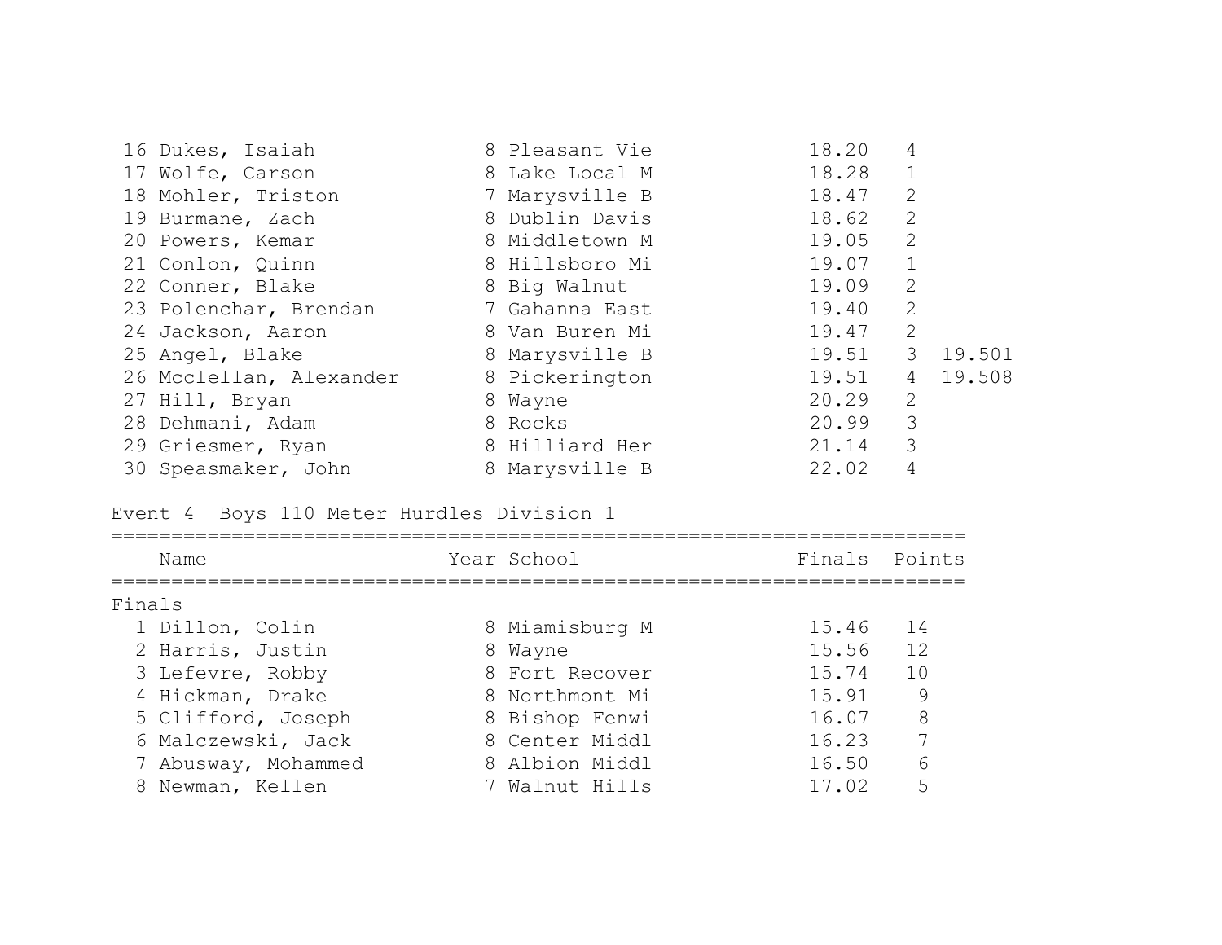| Place | Name | Year | School | Finals | Heat | Tiebreak |
|---|---|---|---|---|---|---|
| 16 | Dukes, Isaiah | 8 | Pleasant Vie | 18.20 | 4 | |
| 17 | Wolfe, Carson | 8 | Lake Local M | 18.28 | 1 | |
| 18 | Mohler, Triston | 7 | Marysville B | 18.47 | 2 | |
| 19 | Burmane, Zach | 8 | Dublin Davis | 18.62 | 2 | |
| 20 | Powers, Kemar | 8 | Middletown M | 19.05 | 2 | |
| 21 | Conlon, Quinn | 8 | Hillsboro Mi | 19.07 | 1 | |
| 22 | Conner, Blake | 8 | Big Walnut | 19.09 | 2 | |
| 23 | Polenchar, Brendan | 7 | Gahanna East | 19.40 | 2 | |
| 24 | Jackson, Aaron | 8 | Van Buren Mi | 19.47 | 2 | |
| 25 | Angel, Blake | 8 | Marysville B | 19.51 | 3 | 19.501 |
| 26 | Mcclellan, Alexander | 8 | Pickerington | 19.51 | 4 | 19.508 |
| 27 | Hill, Bryan | 8 | Wayne | 20.29 | 2 | |
| 28 | Dehmani, Adam | 8 | Rocks | 20.99 | 3 | |
| 29 | Griesmer, Ryan | 8 | Hilliard Her | 21.14 | 3 | |
| 30 | Speasmaker, John | 8 | Marysville B | 22.02 | 4 | |

## Event 4 Boys 110 Meter Hurdles Division 1

Finals

| Place | Name | Year | School | Finals | Points |
|---|---|---|---|---|---|
| 1 | Dillon, Colin | 8 | Miamisburg M | 15.46 | 14 |
| 2 | Harris, Justin | 8 | Wayne | 15.56 | 12 |
| 3 | Lefevre, Robby | 8 | Fort Recover | 15.74 | 10 |
| 4 | Hickman, Drake | 8 | Northmont Mi | 15.91 | 9 |
| 5 | Clifford, Joseph | 8 | Bishop Fenwi | 16.07 | 8 |
| 6 | Malczewski, Jack | 8 | Center Middl | 16.23 | 7 |
| 7 | Abusway, Mohammed | 8 | Albion Middl | 16.50 | 6 |
| 8 | Newman, Kellen | 7 | Walnut Hills | 17.02 | 5 |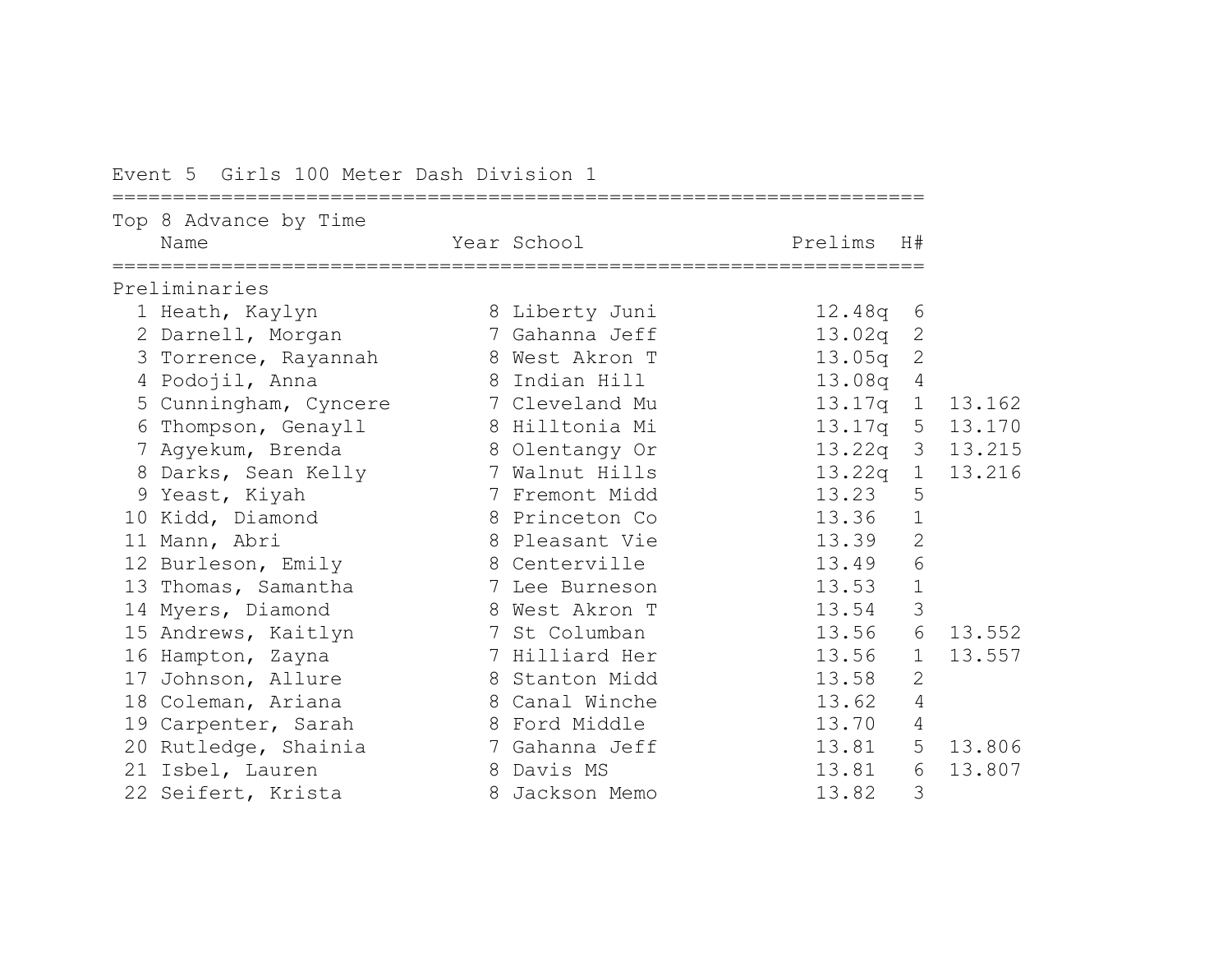Event 5  Girls 100 Meter Dash Division 1

Top 8 Advance by Time

| Place | Name | Year | School | Prelims | H# | |
|---|---|---|---|---|---|---|
| **Preliminaries** | | | | | | |
| 1 | Heath, Kaylyn | 8 | Liberty Juni | 12.48q | 6 | |
| 2 | Darnell, Morgan | 7 | Gahanna Jeff | 13.02q | 2 | |
| 3 | Torrence, Rayannah | 8 | West Akron T | 13.05q | 2 | |
| 4 | Podojil, Anna | 8 | Indian Hill | 13.08q | 4 | |
| 5 | Cunningham, Cyncere | 7 | Cleveland Mu | 13.17q | 1 | 13.162 |
| 6 | Thompson, Genayll | 8 | Hilltonia Mi | 13.17q | 5 | 13.170 |
| 7 | Agyekum, Brenda | 8 | Olentangy Or | 13.22q | 3 | 13.215 |
| 8 | Darks, Sean Kelly | 7 | Walnut Hills | 13.22q | 1 | 13.216 |
| 9 | Yeast, Kiyah | 7 | Fremont Midd | 13.23 | 5 | |
| 10 | Kidd, Diamond | 8 | Princeton Co | 13.36 | 1 | |
| 11 | Mann, Abri | 8 | Pleasant Vie | 13.39 | 2 | |
| 12 | Burleson, Emily | 8 | Centerville | 13.49 | 6 | |
| 13 | Thomas, Samantha | 7 | Lee Burneson | 13.53 | 1 | |
| 14 | Myers, Diamond | 8 | West Akron T | 13.54 | 3 | |
| 15 | Andrews, Kaitlyn | 7 | St Columban | 13.56 | 6 | 13.552 |
| 16 | Hampton, Zayna | 7 | Hilliard Her | 13.56 | 1 | 13.557 |
| 17 | Johnson, Allure | 8 | Stanton Midd | 13.58 | 2 | |
| 18 | Coleman, Ariana | 8 | Canal Winche | 13.62 | 4 | |
| 19 | Carpenter, Sarah | 8 | Ford Middle | 13.70 | 4 | |
| 20 | Rutledge, Shainia | 7 | Gahanna Jeff | 13.81 | 5 | 13.806 |
| 21 | Isbel, Lauren | 8 | Davis MS | 13.81 | 6 | 13.807 |
| 22 | Seifert, Krista | 8 | Jackson Memo | 13.82 | 3 | |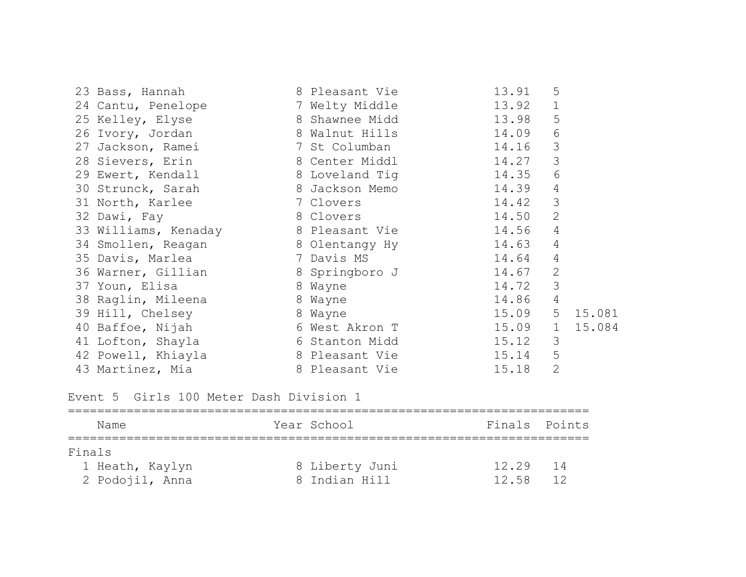| | Name | Year | School | Finals | Heat | |
|---|---|---|---|---|---|---|
| 23 | Bass, Hannah | 8 | Pleasant Vie | 13.91 | 5 | |
| 24 | Cantu, Penelope | 7 | Welty Middle | 13.92 | 1 | |
| 25 | Kelley, Elyse | 8 | Shawnee Midd | 13.98 | 5 | |
| 26 | Ivory, Jordan | 8 | Walnut Hills | 14.09 | 6 | |
| 27 | Jackson, Ramei | 7 | St Columban | 14.16 | 3 | |
| 28 | Sievers, Erin | 8 | Center Middl | 14.27 | 3 | |
| 29 | Ewert, Kendall | 8 | Loveland Tig | 14.35 | 6 | |
| 30 | Strunck, Sarah | 8 | Jackson Memo | 14.39 | 4 | |
| 31 | North, Karlee | 7 | Clovers | 14.42 | 3 | |
| 32 | Dawi, Fay | 8 | Clovers | 14.50 | 2 | |
| 33 | Williams, Kenaday | 8 | Pleasant Vie | 14.56 | 4 | |
| 34 | Smollen, Reagan | 8 | Olentangy Hy | 14.63 | 4 | |
| 35 | Davis, Marlea | 7 | Davis MS | 14.64 | 4 | |
| 36 | Warner, Gillian | 8 | Springboro J | 14.67 | 2 | |
| 37 | Youn, Elisa | 8 | Wayne | 14.72 | 3 | |
| 38 | Raglin, Mileena | 8 | Wayne | 14.86 | 4 | |
| 39 | Hill, Chelsey | 8 | Wayne | 15.09 | 5 | 15.081 |
| 40 | Baffoe, Nijah | 6 | West Akron T | 15.09 | 1 | 15.084 |
| 41 | Lofton, Shayla | 6 | Stanton Midd | 15.12 | 3 | |
| 42 | Powell, Khiayla | 8 | Pleasant Vie | 15.14 | 5 | |
| 43 | Martinez, Mia | 8 | Pleasant Vie | 15.18 | 2 | |

Event 5  Girls 100 Meter Dash Division 1

| | Name | Year | School | Finals | Points |
|---|---|---|---|---|---|
| Finals | | | | | |
| 1 | Heath, Kaylyn | 8 | Liberty Juni | 12.29 | 14 |
| 2 | Podojil, Anna | 8 | Indian Hill | 12.58 | 12 |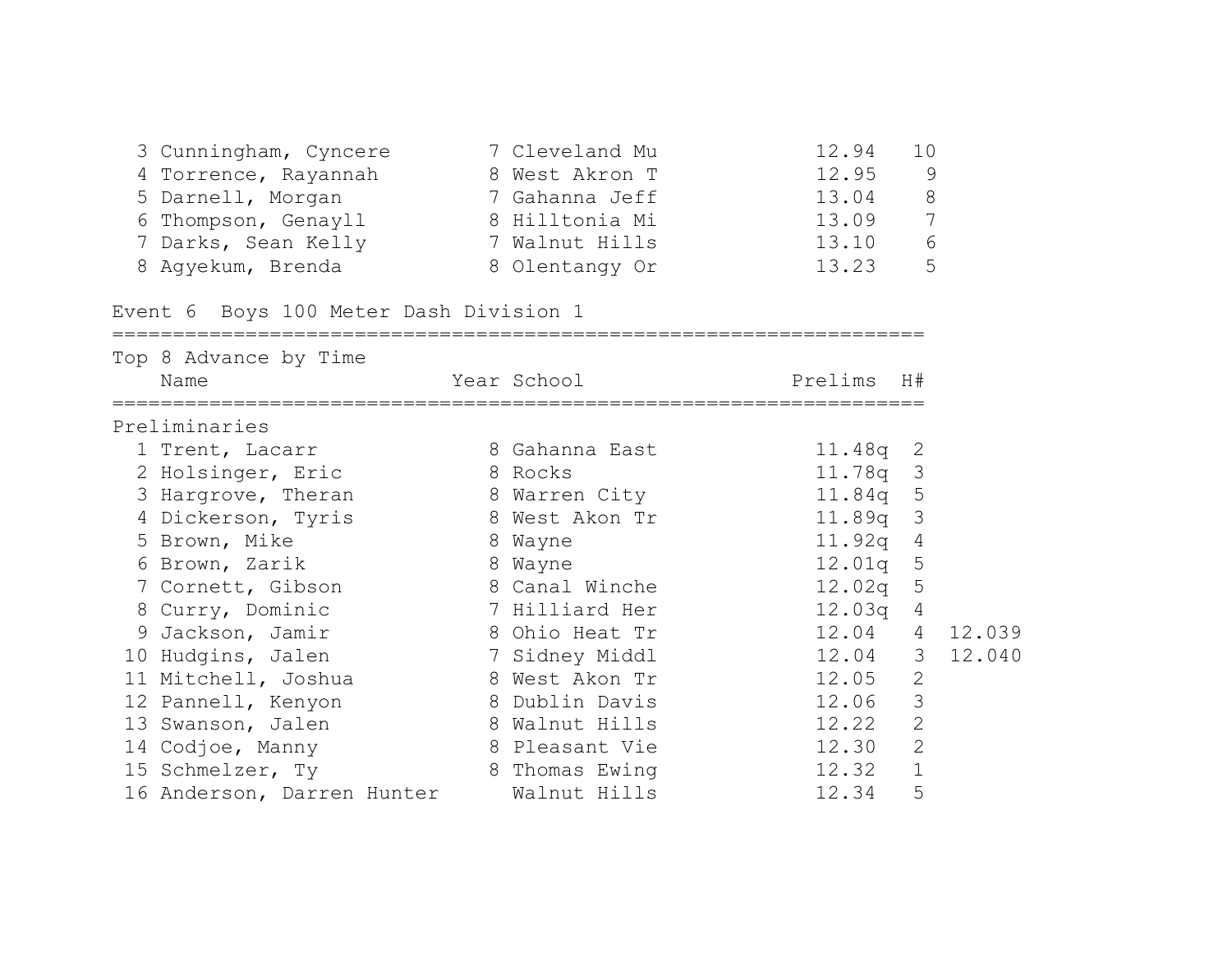| Place | Name | Year | School | Time | Points |
|---|---|---|---|---|---|
| 3 | Cunningham, Cyncere | 7 | Cleveland Mu | 12.94 | 10 |
| 4 | Torrence, Rayannah | 8 | West Akron T | 12.95 | 9 |
| 5 | Darnell, Morgan | 7 | Gahanna Jeff | 13.04 | 8 |
| 6 | Thompson, Genayll | 8 | Hilltonia Mi | 13.09 | 7 |
| 7 | Darks, Sean Kelly | 7 | Walnut Hills | 13.10 | 6 |
| 8 | Agyekum, Brenda | 8 | Olentangy Or | 13.23 | 5 |

## Event 6 Boys 100 Meter Dash Division 1

Top 8 Advance by Time

**Preliminaries**

| Place | Name | Year | School | Prelims | H# | |
|---|---|---|---|---|---|---|
| 1 | Trent, Lacarr | 8 | Gahanna East | 11.48q | 2 | |
| 2 | Holsinger, Eric | 8 | Rocks | 11.78q | 3 | |
| 3 | Hargrove, Theran | 8 | Warren City | 11.84q | 5 | |
| 4 | Dickerson, Tyris | 8 | West Akon Tr | 11.89q | 3 | |
| 5 | Brown, Mike | 8 | Wayne | 11.92q | 4 | |
| 6 | Brown, Zarik | 8 | Wayne | 12.01q | 5 | |
| 7 | Cornett, Gibson | 8 | Canal Winche | 12.02q | 5 | |
| 8 | Curry, Dominic | 7 | Hilliard Her | 12.03q | 4 | |
| 9 | Jackson, Jamir | 8 | Ohio Heat Tr | 12.04 | 4 | 12.039 |
| 10 | Hudgins, Jalen | 7 | Sidney Middl | 12.04 | 3 | 12.040 |
| 11 | Mitchell, Joshua | 8 | West Akon Tr | 12.05 | 2 | |
| 12 | Pannell, Kenyon | 8 | Dublin Davis | 12.06 | 3 | |
| 13 | Swanson, Jalen | 8 | Walnut Hills | 12.22 | 2 | |
| 14 | Codjoe, Manny | 8 | Pleasant Vie | 12.30 | 2 | |
| 15 | Schmelzer, Ty | 8 | Thomas Ewing | 12.32 | 1 | |
| 16 | Anderson, Darren Hunter | | Walnut Hills | 12.34 | 5 | |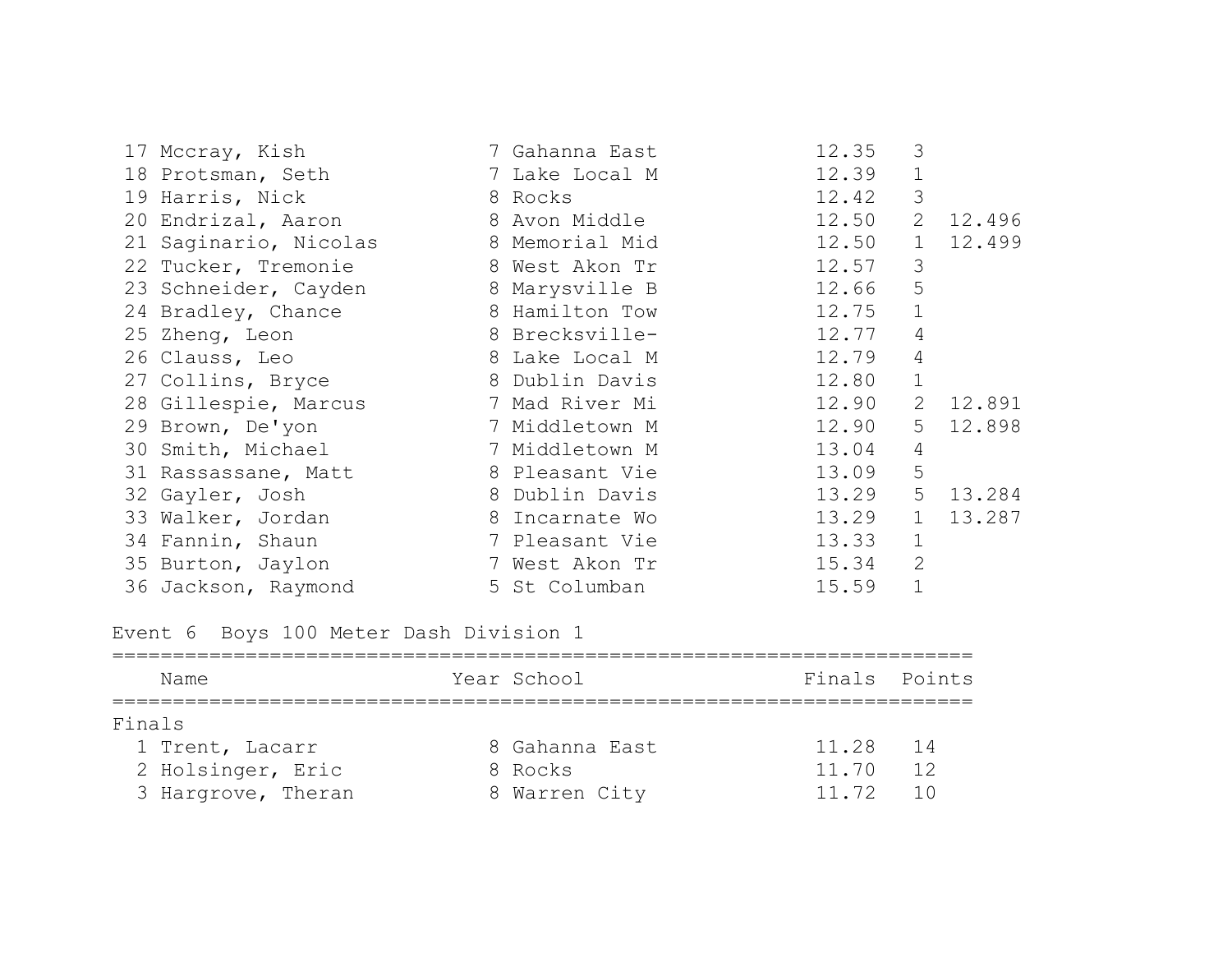| Place | Name | Year | School | Finals | Heat | Tiebreak |
|---|---|---|---|---|---|---|
| 17 | Mccray, Kish | 7 | Gahanna East | 12.35 | 3 | |
| 18 | Protsman, Seth | 7 | Lake Local M | 12.39 | 1 | |
| 19 | Harris, Nick | 8 | Rocks | 12.42 | 3 | |
| 20 | Endrizal, Aaron | 8 | Avon Middle | 12.50 | 2 | 12.496 |
| 21 | Saginario, Nicolas | 8 | Memorial Mid | 12.50 | 1 | 12.499 |
| 22 | Tucker, Tremonie | 8 | West Akon Tr | 12.57 | 3 | |
| 23 | Schneider, Cayden | 8 | Marysville B | 12.66 | 5 | |
| 24 | Bradley, Chance | 8 | Hamilton Tow | 12.75 | 1 | |
| 25 | Zheng, Leon | 8 | Brecksville- | 12.77 | 4 | |
| 26 | Clauss, Leo | 8 | Lake Local M | 12.79 | 4 | |
| 27 | Collins, Bryce | 8 | Dublin Davis | 12.80 | 1 | |
| 28 | Gillespie, Marcus | 7 | Mad River Mi | 12.90 | 2 | 12.891 |
| 29 | Brown, De'yon | 7 | Middletown M | 12.90 | 5 | 12.898 |
| 30 | Smith, Michael | 7 | Middletown M | 13.04 | 4 | |
| 31 | Rassassane, Matt | 8 | Pleasant Vie | 13.09 | 5 | |
| 32 | Gayler, Josh | 8 | Dublin Davis | 13.29 | 5 | 13.284 |
| 33 | Walker, Jordan | 8 | Incarnate Wo | 13.29 | 1 | 13.287 |
| 34 | Fannin, Shaun | 7 | Pleasant Vie | 13.33 | 1 | |
| 35 | Burton, Jaylon | 7 | West Akon Tr | 15.34 | 2 | |
| 36 | Jackson, Raymond | 5 | St Columban | 15.59 | 1 | |

## Event 6 Boys 100 Meter Dash Division 1

| | Name | Year | School | Finals | Points |
|---|---|---|---|---|---|
| **Finals** | | | | | |
| 1 | Trent, Lacarr | 8 | Gahanna East | 11.28 | 14 |
| 2 | Holsinger, Eric | 8 | Rocks | 11.70 | 12 |
| 3 | Hargrove, Theran | 8 | Warren City | 11.72 | 10 |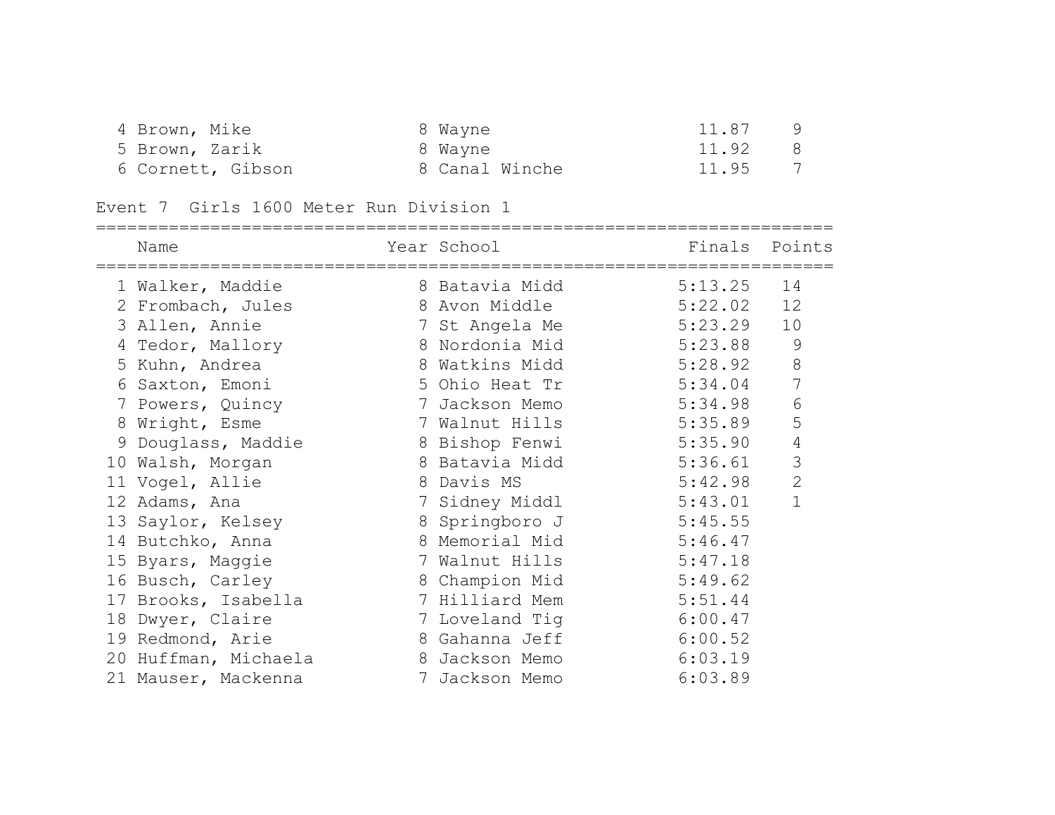| | Name | Year | School | Finals | Points |
|---|---|---|---|---|---|
| 4 | Brown, Mike | 8 | Wayne | 11.87 | 9 |
| 5 | Brown, Zarik | 8 | Wayne | 11.92 | 8 |
| 6 | Cornett, Gibson | 8 | Canal Winche | 11.95 | 7 |

## Event 7 Girls 1600 Meter Run Division 1

| | Name | Year | School | Finals | Points |
|---|---|---|---|---|---|
| 1 | Walker, Maddie | 8 | Batavia Midd | 5:13.25 | 14 |
| 2 | Frombach, Jules | 8 | Avon Middle | 5:22.02 | 12 |
| 3 | Allen, Annie | 7 | St Angela Me | 5:23.29 | 10 |
| 4 | Tedor, Mallory | 8 | Nordonia Mid | 5:23.88 | 9 |
| 5 | Kuhn, Andrea | 8 | Watkins Midd | 5:28.92 | 8 |
| 6 | Saxton, Emoni | 5 | Ohio Heat Tr | 5:34.04 | 7 |
| 7 | Powers, Quincy | 7 | Jackson Memo | 5:34.98 | 6 |
| 8 | Wright, Esme | 7 | Walnut Hills | 5:35.89 | 5 |
| 9 | Douglass, Maddie | 8 | Bishop Fenwi | 5:35.90 | 4 |
| 10 | Walsh, Morgan | 8 | Batavia Midd | 5:36.61 | 3 |
| 11 | Vogel, Allie | 8 | Davis MS | 5:42.98 | 2 |
| 12 | Adams, Ana | 7 | Sidney Middl | 5:43.01 | 1 |
| 13 | Saylor, Kelsey | 8 | Springboro J | 5:45.55 | |
| 14 | Butchko, Anna | 8 | Memorial Mid | 5:46.47 | |
| 15 | Byars, Maggie | 7 | Walnut Hills | 5:47.18 | |
| 16 | Busch, Carley | 8 | Champion Mid | 5:49.62 | |
| 17 | Brooks, Isabella | 7 | Hilliard Mem | 5:51.44 | |
| 18 | Dwyer, Claire | 7 | Loveland Tig | 6:00.47 | |
| 19 | Redmond, Arie | 8 | Gahanna Jeff | 6:00.52 | |
| 20 | Huffman, Michaela | 8 | Jackson Memo | 6:03.19 | |
| 21 | Mauser, Mackenna | 7 | Jackson Memo | 6:03.89 | |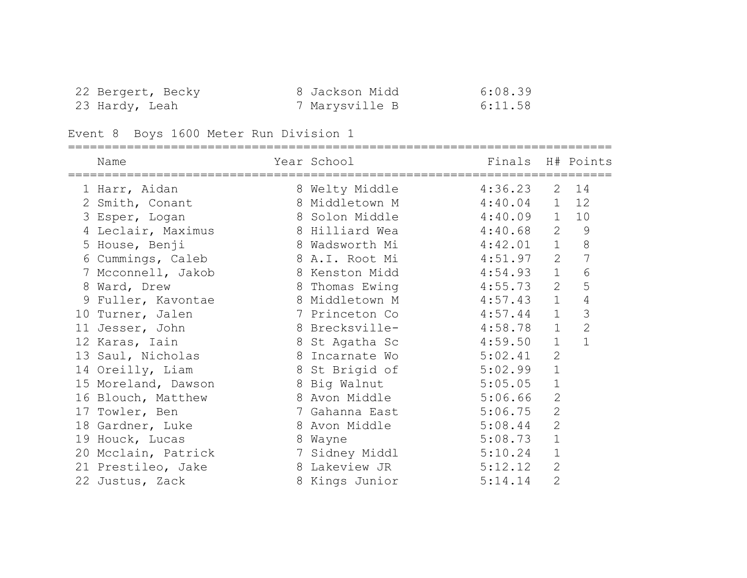| | Name | Year | School | Finals |
|---|---|---|---|---|
| 22 | Bergert, Becky | 8 | Jackson Midd | 6:08.39 |
| 23 | Hardy, Leah | 7 | Marysville B | 6:11.58 |

## Event 8 Boys 1600 Meter Run Division 1

| | Name | Year | School | Finals | H# | Points |
|---|---|---|---|---|---|---|
| 1 | Harr, Aidan | 8 | Welty Middle | 4:36.23 | 2 | 14 |
| 2 | Smith, Conant | 8 | Middletown M | 4:40.04 | 1 | 12 |
| 3 | Esper, Logan | 8 | Solon Middle | 4:40.09 | 1 | 10 |
| 4 | Leclair, Maximus | 8 | Hilliard Wea | 4:40.68 | 2 | 9 |
| 5 | House, Benji | 8 | Wadsworth Mi | 4:42.01 | 1 | 8 |
| 6 | Cummings, Caleb | 8 | A.I. Root Mi | 4:51.97 | 2 | 7 |
| 7 | Mcconnell, Jakob | 8 | Kenston Midd | 4:54.93 | 1 | 6 |
| 8 | Ward, Drew | 8 | Thomas Ewing | 4:55.73 | 2 | 5 |
| 9 | Fuller, Kavontae | 8 | Middletown M | 4:57.43 | 1 | 4 |
| 10 | Turner, Jalen | 7 | Princeton Co | 4:57.44 | 1 | 3 |
| 11 | Jesser, John | 8 | Brecksville- | 4:58.78 | 1 | 2 |
| 12 | Karas, Iain | 8 | St Agatha Sc | 4:59.50 | 1 | 1 |
| 13 | Saul, Nicholas | 8 | Incarnate Wo | 5:02.41 | 2 | |
| 14 | Oreilly, Liam | 8 | St Brigid of | 5:02.99 | 1 | |
| 15 | Moreland, Dawson | 8 | Big Walnut | 5:05.05 | 1 | |
| 16 | Blouch, Matthew | 8 | Avon Middle | 5:06.66 | 2 | |
| 17 | Towler, Ben | 7 | Gahanna East | 5:06.75 | 2 | |
| 18 | Gardner, Luke | 8 | Avon Middle | 5:08.44 | 2 | |
| 19 | Houck, Lucas | 8 | Wayne | 5:08.73 | 1 | |
| 20 | Mcclain, Patrick | 7 | Sidney Middl | 5:10.24 | 1 | |
| 21 | Prestileo, Jake | 8 | Lakeview JR | 5:12.12 | 2 | |
| 22 | Justus, Zack | 8 | Kings Junior | 5:14.14 | 2 | |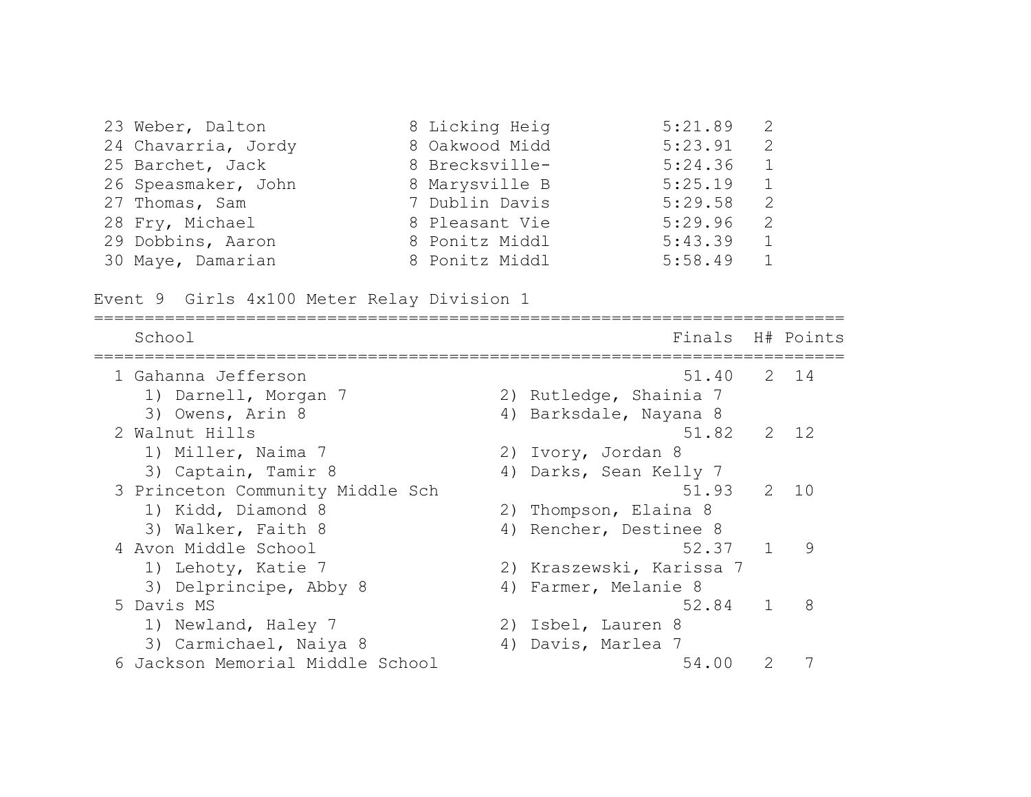| Place | Name | Year | School | Finals | H# |
|---|---|---|---|---|---|
| 23 | Weber, Dalton | 8 | Licking Heig | 5:21.89 | 2 |
| 24 | Chavarria, Jordy | 8 | Oakwood Midd | 5:23.91 | 2 |
| 25 | Barchet, Jack | 8 | Brecksville- | 5:24.36 | 1 |
| 26 | Speasmaker, John | 8 | Marysville B | 5:25.19 | 1 |
| 27 | Thomas, Sam | 7 | Dublin Davis | 5:29.58 | 2 |
| 28 | Fry, Michael | 8 | Pleasant Vie | 5:29.96 | 2 |
| 29 | Dobbins, Aaron | 8 | Ponitz Middl | 5:43.39 | 1 |
| 30 | Maye, Damarian | 8 | Ponitz Middl | 5:58.49 | 1 |

Event 9 Girls 4x100 Meter Relay Division 1

| Place | School | Finals | H# | Points |
|---|---|---|---|---|
| 1 | Gahanna Jefferson | 51.40 | 2 | 14 |
| | 1) Darnell, Morgan 7; 2) Rutledge, Shainia 7; 3) Owens, Arin 8; 4) Barksdale, Nayana 8 | | | |
| 2 | Walnut Hills | 51.82 | 2 | 12 |
| | 1) Miller, Naima 7; 2) Ivory, Jordan 8; 3) Captain, Tamir 8; 4) Darks, Sean Kelly 7 | | | |
| 3 | Princeton Community Middle Sch | 51.93 | 2 | 10 |
| | 1) Kidd, Diamond 8; 2) Thompson, Elaina 8; 3) Walker, Faith 8; 4) Rencher, Destinee 8 | | | |
| 4 | Avon Middle School | 52.37 | 1 | 9 |
| | 1) Lehoty, Katie 7; 2) Kraszewski, Karissa 7; 3) Delprincipe, Abby 8; 4) Farmer, Melanie 8 | | | |
| 5 | Davis MS | 52.84 | 1 | 8 |
| | 1) Newland, Haley 7; 2) Isbel, Lauren 8; 3) Carmichael, Naiya 8; 4) Davis, Marlea 7 | | | |
| 6 | Jackson Memorial Middle School | 54.00 | 2 | 7 |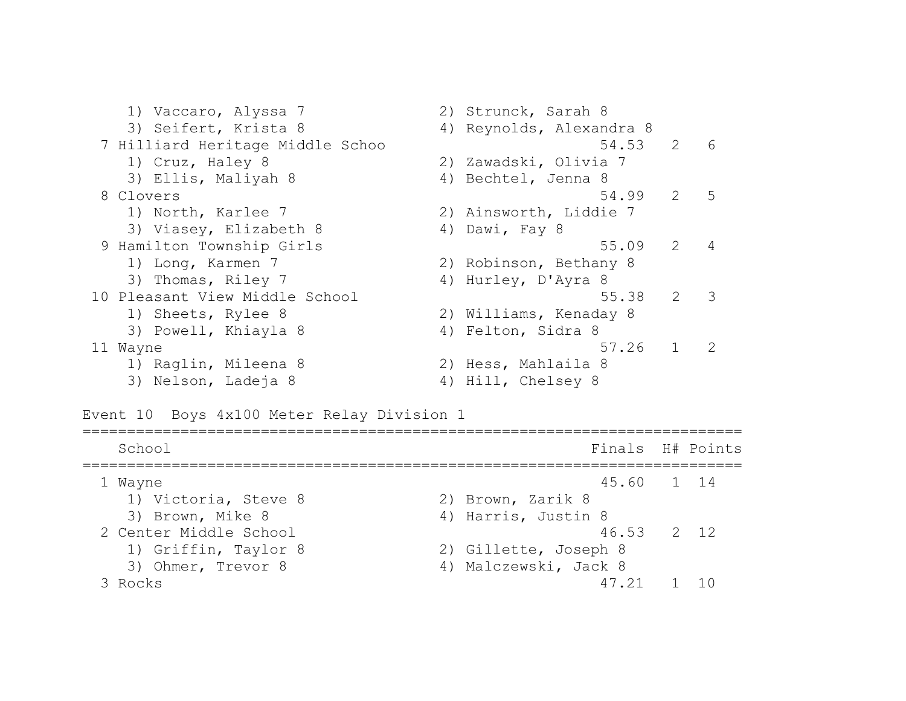```
    1) Vaccaro, Alyssa 7           2) Strunck, Sarah 8
    3) Seifert, Krista 8           4) Reynolds, Alexandra 8
  7 Hilliard Heritage Middle Schoo                 54.53   2   6
    1) Cruz, Haley 8               2) Zawadski, Olivia 7
    3) Ellis, Maliyah 8            4) Bechtel, Jenna 8
  8 Clovers                                        54.99   2   5
    1) North, Karlee 7             2) Ainsworth, Liddie 7
    3) Viasey, Elizabeth 8         4) Dawi, Fay 8
  9 Hamilton Township Girls                        55.09   2   4
    1) Long, Karmen 7              2) Robinson, Bethany 8
    3) Thomas, Riley 7             4) Hurley, D'Ayra 8
 10 Pleasant View Middle School                    55.38   2   3
    1) Sheets, Rylee 8             2) Williams, Kenaday 8
    3) Powell, Khiayla 8           4) Felton, Sidra 8
 11 Wayne                                          57.26   1   2
    1) Raglin, Mileena 8           2) Hess, Mahlaila 8
    3) Nelson, Ladeja 8            4) Hill, Chelsey 8
```

Event 10  Boys 4x100 Meter Relay Division 1

```
=========================================================================
    School                                        Finals  H# Points
=========================================================================
  1 Wayne                                          45.60   1  14
    1) Victoria, Steve 8           2) Brown, Zarik 8
    3) Brown, Mike 8               4) Harris, Justin 8
  2 Center Middle School                           46.53   2  12
    1) Griffin, Taylor 8           2) Gillette, Joseph 8
    3) Ohmer, Trevor 8             4) Malczewski, Jack 8
  3 Rocks                                          47.21   1  10
```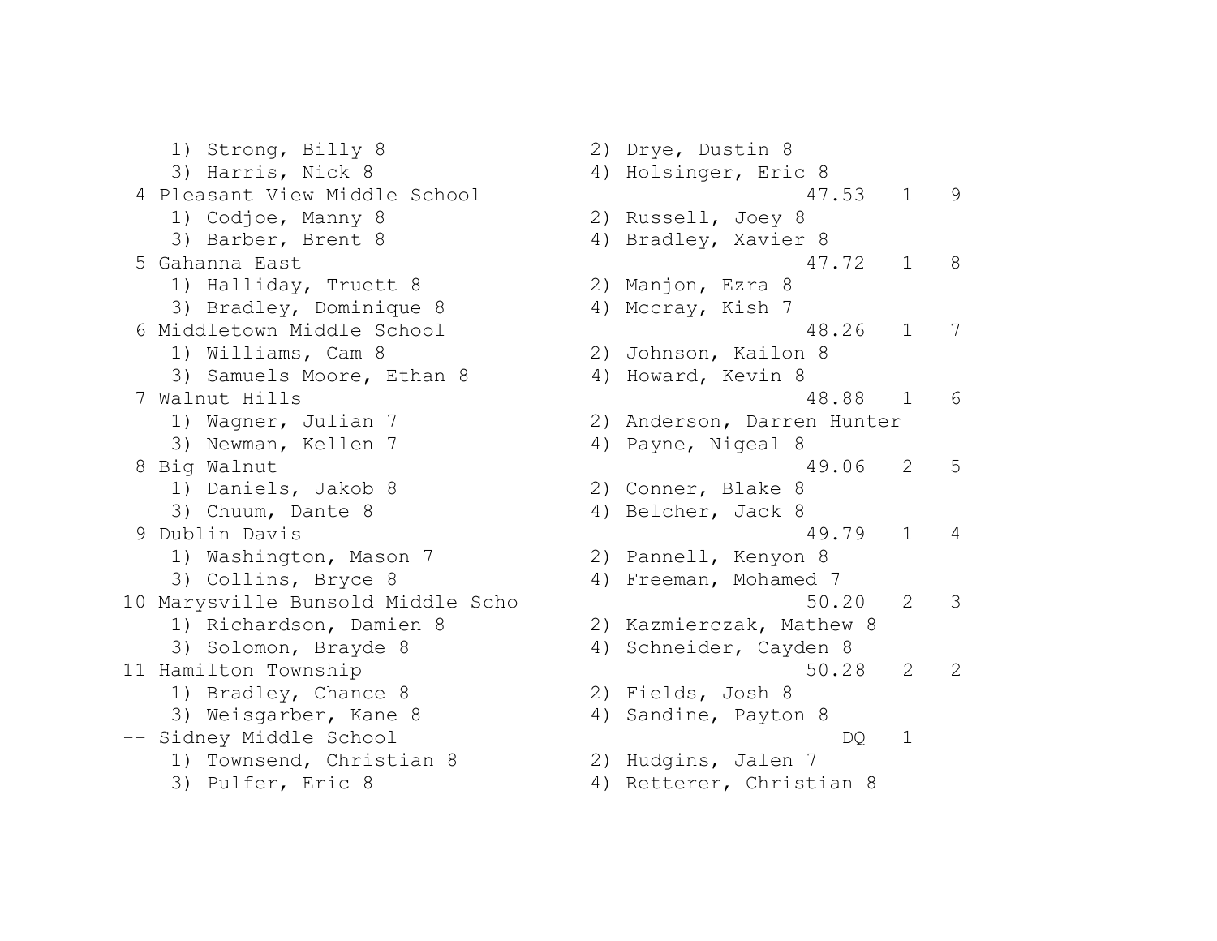```
    1) Strong, Billy 8                 2) Drye, Dustin 8
    3) Harris, Nick 8                  4) Holsinger, Eric 8
  4 Pleasant View Middle School                          47.53   1   9
    1) Codjoe, Manny 8                 2) Russell, Joey 8
    3) Barber, Brent 8                 4) Bradley, Xavier 8
  5 Gahanna East                                         47.72   1   8
    1) Halliday, Truett 8              2) Manjon, Ezra 8
    3) Bradley, Dominique 8            4) Mccray, Kish 7
  6 Middletown Middle School                             48.26   1   7
    1) Williams, Cam 8                 2) Johnson, Kailon 8
    3) Samuels Moore, Ethan 8          4) Howard, Kevin 8
  7 Walnut Hills                                         48.88   1   6
    1) Wagner, Julian 7                2) Anderson, Darren Hunter
    3) Newman, Kellen 7                4) Payne, Nigeal 8
  8 Big Walnut                                           49.06   2   5
    1) Daniels, Jakob 8                2) Conner, Blake 8
    3) Chuum, Dante 8                  4) Belcher, Jack 8
  9 Dublin Davis                                         49.79   1   4
    1) Washington, Mason 7             2) Pannell, Kenyon 8
    3) Collins, Bryce 8                4) Freeman, Mohamed 7
 10 Marysville Bunsold Middle Scho                       50.20   2   3
    1) Richardson, Damien 8            2) Kazmierczak, Mathew 8
    3) Solomon, Brayde 8               4) Schneider, Cayden 8
 11 Hamilton Township                                    50.28   2   2
    1) Bradley, Chance 8               2) Fields, Josh 8
    3) Weisgarber, Kane 8              4) Sandine, Payton 8
 -- Sidney Middle School                                    DQ   1
    1) Townsend, Christian 8           2) Hudgins, Jalen 7
    3) Pulfer, Eric 8                  4) Retterer, Christian 8
```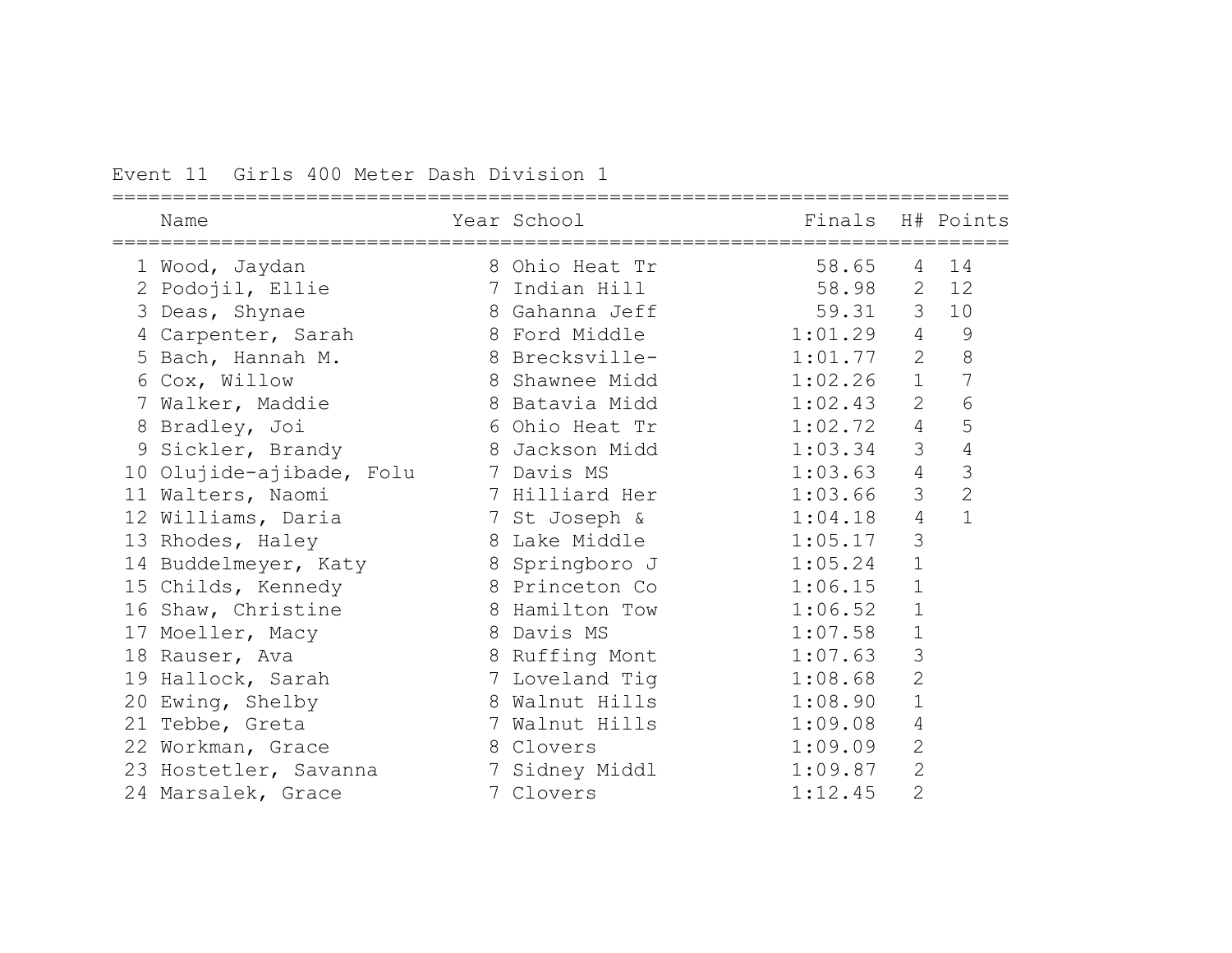Event 11 Girls 400 Meter Dash Division 1

| | Name | Year | School | Finals | H# | Points |
|---|---|---|---|---|---|---|
| 1 | Wood, Jaydan | 8 | Ohio Heat Tr | 58.65 | 4 | 14 |
| 2 | Podojil, Ellie | 7 | Indian Hill | 58.98 | 2 | 12 |
| 3 | Deas, Shynae | 8 | Gahanna Jeff | 59.31 | 3 | 10 |
| 4 | Carpenter, Sarah | 8 | Ford Middle | 1:01.29 | 4 | 9 |
| 5 | Bach, Hannah M. | 8 | Brecksville- | 1:01.77 | 2 | 8 |
| 6 | Cox, Willow | 8 | Shawnee Midd | 1:02.26 | 1 | 7 |
| 7 | Walker, Maddie | 8 | Batavia Midd | 1:02.43 | 2 | 6 |
| 8 | Bradley, Joi | 6 | Ohio Heat Tr | 1:02.72 | 4 | 5 |
| 9 | Sickler, Brandy | 8 | Jackson Midd | 1:03.34 | 3 | 4 |
| 10 | Olujide-ajibade, Folu | 7 | Davis MS | 1:03.63 | 4 | 3 |
| 11 | Walters, Naomi | 7 | Hilliard Her | 1:03.66 | 3 | 2 |
| 12 | Williams, Daria | 7 | St Joseph & | 1:04.18 | 4 | 1 |
| 13 | Rhodes, Haley | 8 | Lake Middle | 1:05.17 | 3 | |
| 14 | Buddelmeyer, Katy | 8 | Springboro J | 1:05.24 | 1 | |
| 15 | Childs, Kennedy | 8 | Princeton Co | 1:06.15 | 1 | |
| 16 | Shaw, Christine | 8 | Hamilton Tow | 1:06.52 | 1 | |
| 17 | Moeller, Macy | 8 | Davis MS | 1:07.58 | 1 | |
| 18 | Rauser, Ava | 8 | Ruffing Mont | 1:07.63 | 3 | |
| 19 | Hallock, Sarah | 7 | Loveland Tig | 1:08.68 | 2 | |
| 20 | Ewing, Shelby | 8 | Walnut Hills | 1:08.90 | 1 | |
| 21 | Tebbe, Greta | 7 | Walnut Hills | 1:09.08 | 4 | |
| 22 | Workman, Grace | 8 | Clovers | 1:09.09 | 2 | |
| 23 | Hostetler, Savanna | 7 | Sidney Middl | 1:09.87 | 2 | |
| 24 | Marsalek, Grace | 7 | Clovers | 1:12.45 | 2 | |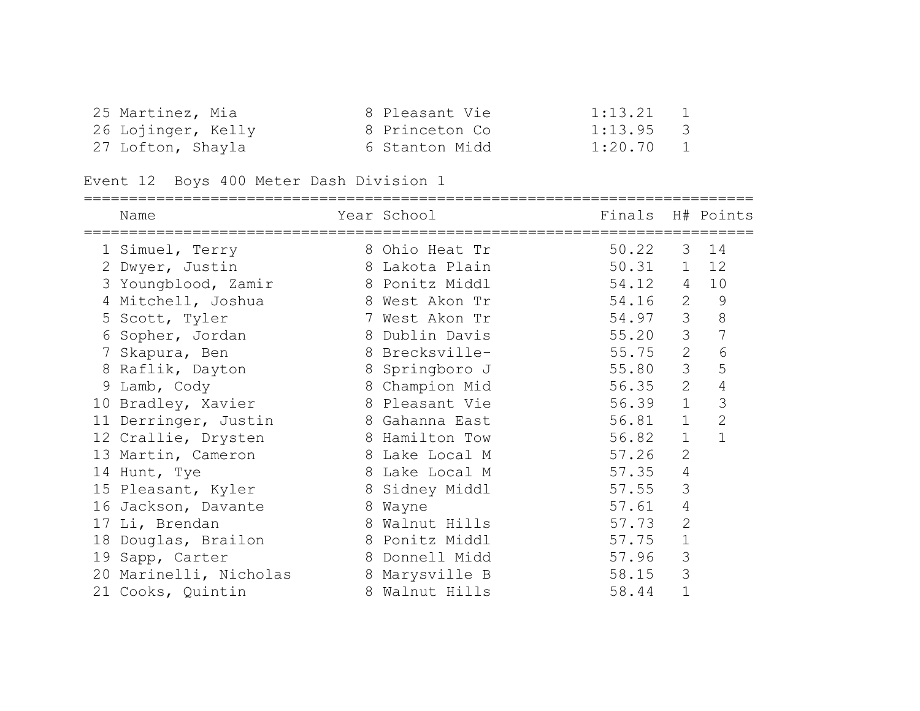| | Name | Year | School | Finals | H# | Points |
|---|---|---|---|---|---|---|
| 25 | Martinez, Mia | 8 | Pleasant Vie | 1:13.21 | 1 | |
| 26 | Lojinger, Kelly | 8 | Princeton Co | 1:13.95 | 3 | |
| 27 | Lofton, Shayla | 6 | Stanton Midd | 1:20.70 | 1 | |

### Event 12  Boys 400 Meter Dash Division 1

| | Name | Year | School | Finals | H# | Points |
|---|---|---|---|---|---|---|
| 1 | Simuel, Terry | 8 | Ohio Heat Tr | 50.22 | 3 | 14 |
| 2 | Dwyer, Justin | 8 | Lakota Plain | 50.31 | 1 | 12 |
| 3 | Youngblood, Zamir | 8 | Ponitz Middl | 54.12 | 4 | 10 |
| 4 | Mitchell, Joshua | 8 | West Akon Tr | 54.16 | 2 | 9 |
| 5 | Scott, Tyler | 7 | West Akon Tr | 54.97 | 3 | 8 |
| 6 | Sopher, Jordan | 8 | Dublin Davis | 55.20 | 3 | 7 |
| 7 | Skapura, Ben | 8 | Brecksville- | 55.75 | 2 | 6 |
| 8 | Raflik, Dayton | 8 | Springboro J | 55.80 | 3 | 5 |
| 9 | Lamb, Cody | 8 | Champion Mid | 56.35 | 2 | 4 |
| 10 | Bradley, Xavier | 8 | Pleasant Vie | 56.39 | 1 | 3 |
| 11 | Derringer, Justin | 8 | Gahanna East | 56.81 | 1 | 2 |
| 12 | Crallie, Drysten | 8 | Hamilton Tow | 56.82 | 1 | 1 |
| 13 | Martin, Cameron | 8 | Lake Local M | 57.26 | 2 | |
| 14 | Hunt, Tye | 8 | Lake Local M | 57.35 | 4 | |
| 15 | Pleasant, Kyler | 8 | Sidney Middl | 57.55 | 3 | |
| 16 | Jackson, Davante | 8 | Wayne | 57.61 | 4 | |
| 17 | Li, Brendan | 8 | Walnut Hills | 57.73 | 2 | |
| 18 | Douglas, Brailon | 8 | Ponitz Middl | 57.75 | 1 | |
| 19 | Sapp, Carter | 8 | Donnell Midd | 57.96 | 3 | |
| 20 | Marinelli, Nicholas | 8 | Marysville B | 58.15 | 3 | |
| 21 | Cooks, Quintin | 8 | Walnut Hills | 58.44 | 1 | |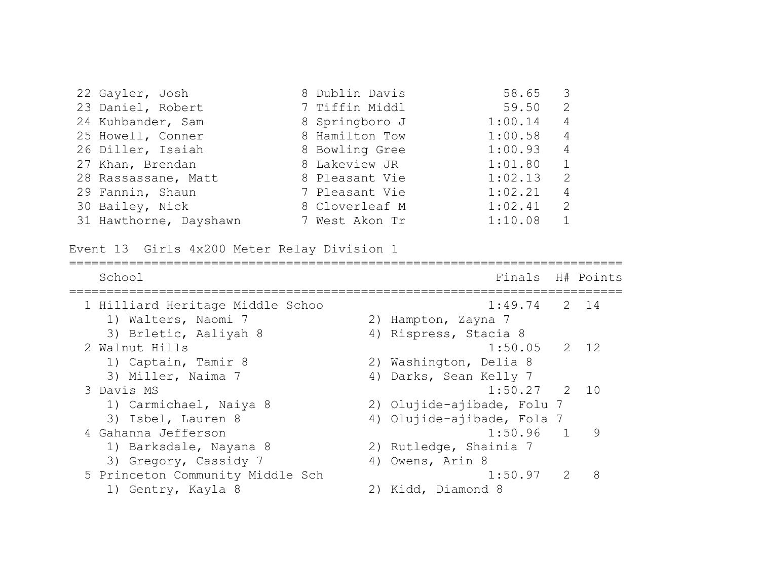| Place | Name | Year | School | Finals | H# |
|---|---|---|---|---|---|
| 22 | Gayler, Josh | 8 | Dublin Davis | 58.65 | 3 |
| 23 | Daniel, Robert | 7 | Tiffin Middl | 59.50 | 2 |
| 24 | Kuhbander, Sam | 8 | Springboro J | 1:00.14 | 4 |
| 25 | Howell, Conner | 8 | Hamilton Tow | 1:00.58 | 4 |
| 26 | Diller, Isaiah | 8 | Bowling Gree | 1:00.93 | 4 |
| 27 | Khan, Brendan | 8 | Lakeview JR | 1:01.80 | 1 |
| 28 | Rassassane, Matt | 8 | Pleasant Vie | 1:02.13 | 2 |
| 29 | Fannin, Shaun | 7 | Pleasant Vie | 1:02.21 | 4 |
| 30 | Bailey, Nick | 8 | Cloverleaf M | 1:02.41 | 2 |
| 31 | Hawthorne, Dayshawn | 7 | West Akon Tr | 1:10.08 | 1 |

## Event 13 Girls 4x200 Meter Relay Division 1

| Place | School | Finals | H# | Points |
|---|---|---|---|---|
| 1 | Hilliard Heritage Middle Schoo | 1:49.74 | 2 | 14 |
| | 1) Walters, Naomi 7; 2) Hampton, Zayna 7; 3) Brletic, Aaliyah 8; 4) Rispress, Stacia 8 | | | |
| 2 | Walnut Hills | 1:50.05 | 2 | 12 |
| | 1) Captain, Tamir 8; 2) Washington, Delia 8; 3) Miller, Naima 7; 4) Darks, Sean Kelly 7 | | | |
| 3 | Davis MS | 1:50.27 | 2 | 10 |
| | 1) Carmichael, Naiya 8; 2) Olujide-ajibade, Folu 7; 3) Isbel, Lauren 8; 4) Olujide-ajibade, Fola 7 | | | |
| 4 | Gahanna Jefferson | 1:50.96 | 1 | 9 |
| | 1) Barksdale, Nayana 8; 2) Rutledge, Shainia 7; 3) Gregory, Cassidy 7; 4) Owens, Arin 8 | | | |
| 5 | Princeton Community Middle Sch | 1:50.97 | 2 | 8 |
| | 1) Gentry, Kayla 8; 2) Kidd, Diamond 8 | | | |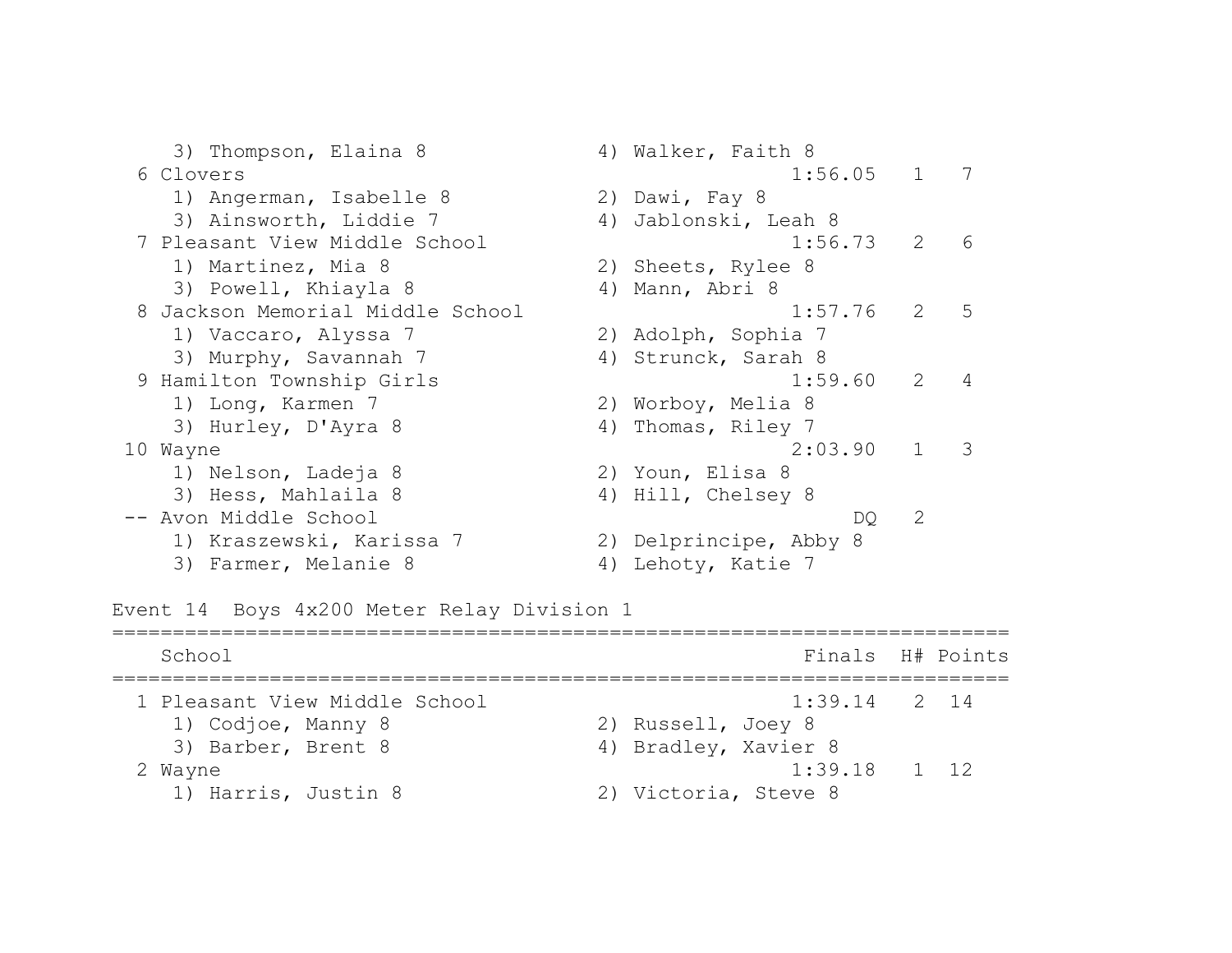```
    3) Thompson, Elaina 8             4) Walker, Faith 8
  6 Clovers                                          1:56.05   1   7
    1) Angerman, Isabelle 8           2) Dawi, Fay 8
    3) Ainsworth, Liddie 7            4) Jablonski, Leah 8
  7 Pleasant View Middle School                      1:56.73   2   6
    1) Martinez, Mia 8                2) Sheets, Rylee 8
    3) Powell, Khiayla 8              4) Mann, Abri 8
  8 Jackson Memorial Middle School                   1:57.76   2   5
    1) Vaccaro, Alyssa 7              2) Adolph, Sophia 7
    3) Murphy, Savannah 7             4) Strunck, Sarah 8
  9 Hamilton Township Girls                          1:59.60   2   4
    1) Long, Karmen 7                 2) Worboy, Melia 8
    3) Hurley, D'Ayra 8               4) Thomas, Riley 7
 10 Wayne                                            2:03.90   1   3
    1) Nelson, Ladeja 8               2) Youn, Elisa 8
    3) Hess, Mahlaila 8               4) Hill, Chelsey 8
 -- Avon Middle School                                    DQ   2
    1) Kraszewski, Karissa 7          2) Delprincipe, Abby 8
    3) Farmer, Melanie 8              4) Lehoty, Katie 7

Event 14  Boys 4x200 Meter Relay Division 1
==============================================================================
    School                                             Finals  H# Points
==============================================================================
  1 Pleasant View Middle School                      1:39.14   2  14
    1) Codjoe, Manny 8                2) Russell, Joey 8
    3) Barber, Brent 8                4) Bradley, Xavier 8
  2 Wayne                                            1:39.18   1  12
    1) Harris, Justin 8               2) Victoria, Steve 8
```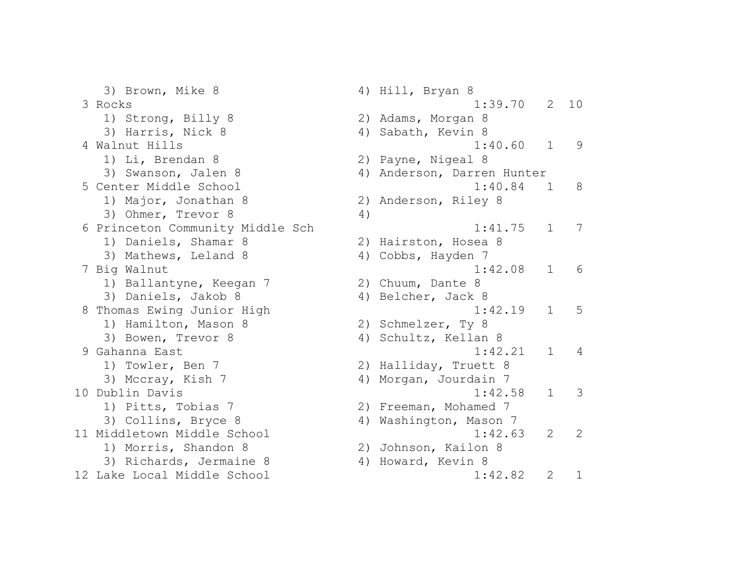```
    3) Brown, Mike 8                   4) Hill, Bryan 8
 3 Rocks                                              1:39.70   2  10
    1) Strong, Billy 8                 2) Adams, Morgan 8
    3) Harris, Nick 8                  4) Sabath, Kevin 8
 4 Walnut Hills                                       1:40.60   1   9
    1) Li, Brendan 8                   2) Payne, Nigeal 8
    3) Swanson, Jalen 8                4) Anderson, Darren Hunter
 5 Center Middle School                               1:40.84   1   8
    1) Major, Jonathan 8               2) Anderson, Riley 8
    3) Ohmer, Trevor 8                 4)
 6 Princeton Community Middle Sch                     1:41.75   1   7
    1) Daniels, Shamar 8               2) Hairston, Hosea 8
    3) Mathews, Leland 8               4) Cobbs, Hayden 7
 7 Big Walnut                                         1:42.08   1   6
    1) Ballantyne, Keegan 7            2) Chuum, Dante 8
    3) Daniels, Jakob 8                4) Belcher, Jack 8
 8 Thomas Ewing Junior High                           1:42.19   1   5
    1) Hamilton, Mason 8               2) Schmelzer, Ty 8
    3) Bowen, Trevor 8                 4) Schultz, Kellan 8
 9 Gahanna East                                       1:42.21   1   4
    1) Towler, Ben 7                   2) Halliday, Truett 8
    3) Mccray, Kish 7                  4) Morgan, Jourdain 7
10 Dublin Davis                                       1:42.58   1   3
    1) Pitts, Tobias 7                 2) Freeman, Mohamed 7
    3) Collins, Bryce 8                4) Washington, Mason 7
11 Middletown Middle School                           1:42.63   2   2
    1) Morris, Shandon 8               2) Johnson, Kailon 8
    3) Richards, Jermaine 8            4) Howard, Kevin 8
12 Lake Local Middle School                           1:42.82   2   1
```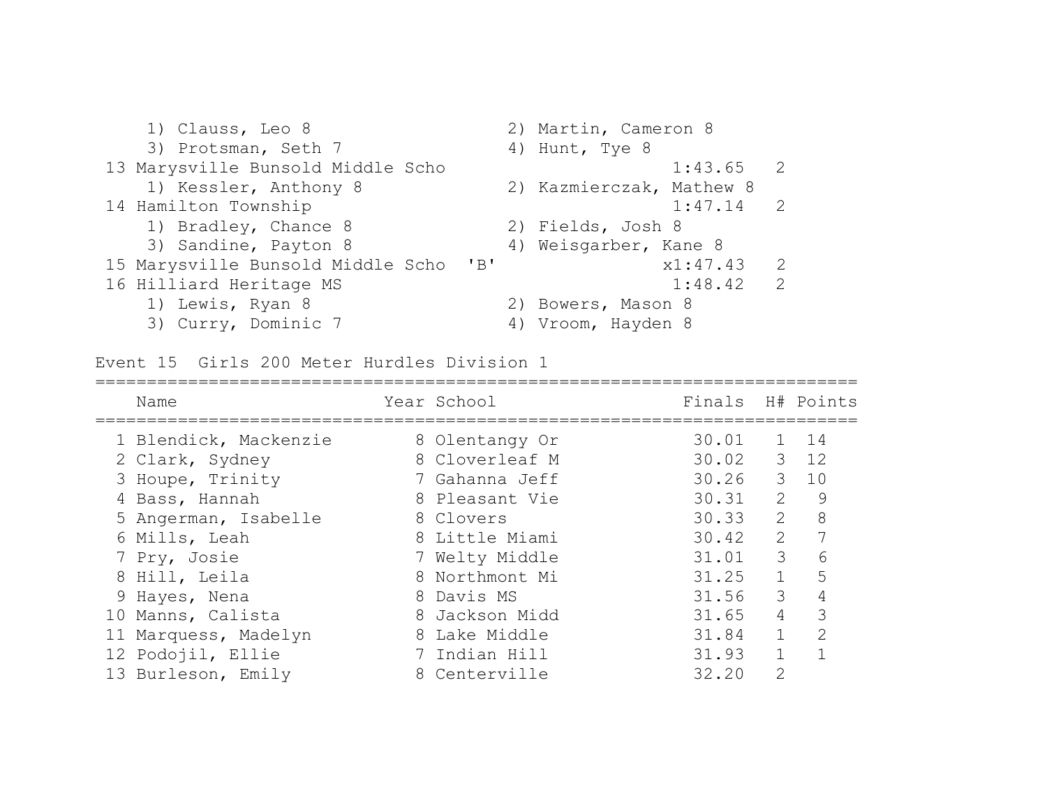1) Clauss, Leo 8 2) Martin, Cameron 8
3) Protsman, Seth 7 4) Hunt, Tye 8

13 Marysville Bunsold Middle Scho 1:43.65 2
1) Kessler, Anthony 8 2) Kazmierczak, Mathew 8

14 Hamilton Township 1:47.14 2
1) Bradley, Chance 8 2) Fields, Josh 8
3) Sandine, Payton 8 4) Weisgarber, Kane 8

15 Marysville Bunsold Middle Scho 'B' x1:47.43 2

16 Hilliard Heritage MS 1:48.42 2
1) Lewis, Ryan 8 2) Bowers, Mason 8
3) Curry, Dominic 7 4) Vroom, Hayden 8

## Event 15 Girls 200 Meter Hurdles Division 1

| | Name | Year | School | Finals | H# | Points |
|---|---|---|---|---|---|---|
| 1 | Blendick, Mackenzie | 8 | Olentangy Or | 30.01 | 1 | 14 |
| 2 | Clark, Sydney | 8 | Cloverleaf M | 30.02 | 3 | 12 |
| 3 | Houpe, Trinity | 7 | Gahanna Jeff | 30.26 | 3 | 10 |
| 4 | Bass, Hannah | 8 | Pleasant Vie | 30.31 | 2 | 9 |
| 5 | Angerman, Isabelle | 8 | Clovers | 30.33 | 2 | 8 |
| 6 | Mills, Leah | 8 | Little Miami | 30.42 | 2 | 7 |
| 7 | Pry, Josie | 7 | Welty Middle | 31.01 | 3 | 6 |
| 8 | Hill, Leila | 8 | Northmont Mi | 31.25 | 1 | 5 |
| 9 | Hayes, Nena | 8 | Davis MS | 31.56 | 3 | 4 |
| 10 | Manns, Calista | 8 | Jackson Midd | 31.65 | 4 | 3 |
| 11 | Marquess, Madelyn | 8 | Lake Middle | 31.84 | 1 | 2 |
| 12 | Podojil, Ellie | 7 | Indian Hill | 31.93 | 1 | 1 |
| 13 | Burleson, Emily | 8 | Centerville | 32.20 | 2 | |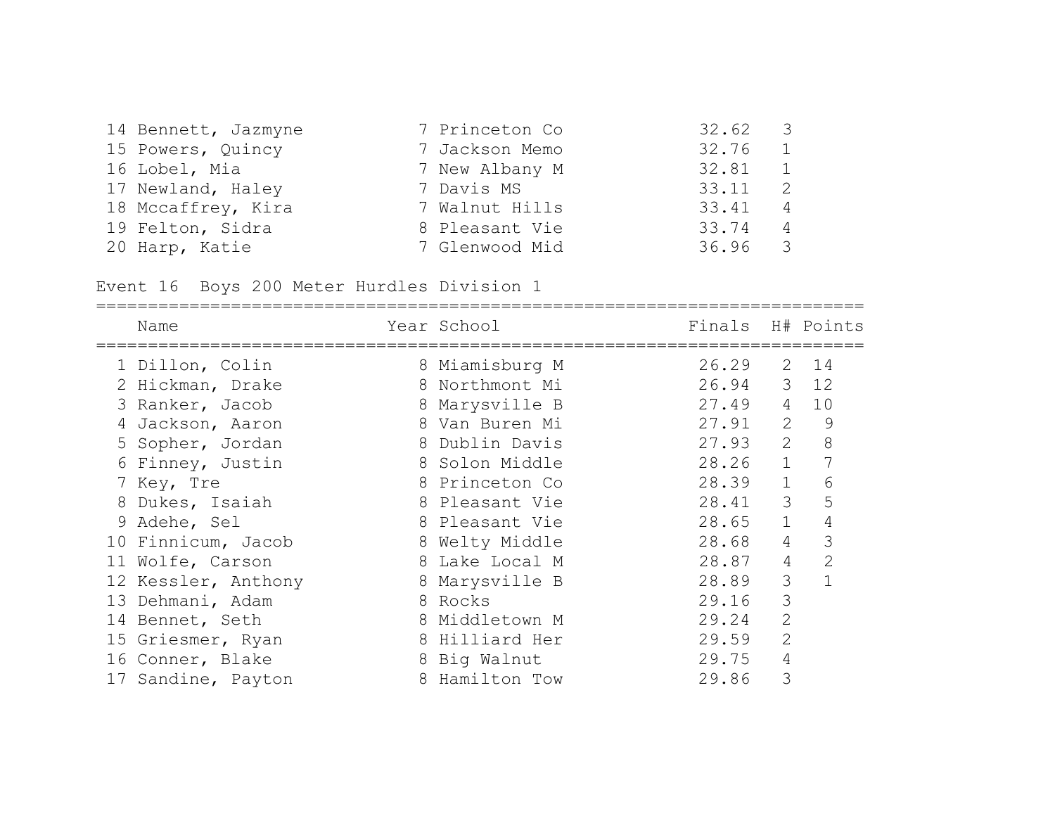| Place | Name | Year | School | Finals | H# | Points |
|---|---|---|---|---|---|---|
| 14 | Bennett, Jazmyne | 7 | Princeton Co | 32.62 | 3 | |
| 15 | Powers, Quincy | 7 | Jackson Memo | 32.76 | 1 | |
| 16 | Lobel, Mia | 7 | New Albany M | 32.81 | 1 | |
| 17 | Newland, Haley | 7 | Davis MS | 33.11 | 2 | |
| 18 | Mccaffrey, Kira | 7 | Walnut Hills | 33.41 | 4 | |
| 19 | Felton, Sidra | 8 | Pleasant Vie | 33.74 | 4 | |
| 20 | Harp, Katie | 7 | Glenwood Mid | 36.96 | 3 | |

## Event 16 Boys 200 Meter Hurdles Division 1

| Place | Name | Year | School | Finals | H# | Points |
|---|---|---|---|---|---|---|
| 1 | Dillon, Colin | 8 | Miamisburg M | 26.29 | 2 | 14 |
| 2 | Hickman, Drake | 8 | Northmont Mi | 26.94 | 3 | 12 |
| 3 | Ranker, Jacob | 8 | Marysville B | 27.49 | 4 | 10 |
| 4 | Jackson, Aaron | 8 | Van Buren Mi | 27.91 | 2 | 9 |
| 5 | Sopher, Jordan | 8 | Dublin Davis | 27.93 | 2 | 8 |
| 6 | Finney, Justin | 8 | Solon Middle | 28.26 | 1 | 7 |
| 7 | Key, Tre | 8 | Princeton Co | 28.39 | 1 | 6 |
| 8 | Dukes, Isaiah | 8 | Pleasant Vie | 28.41 | 3 | 5 |
| 9 | Adehe, Sel | 8 | Pleasant Vie | 28.65 | 1 | 4 |
| 10 | Finnicum, Jacob | 8 | Welty Middle | 28.68 | 4 | 3 |
| 11 | Wolfe, Carson | 8 | Lake Local M | 28.87 | 4 | 2 |
| 12 | Kessler, Anthony | 8 | Marysville B | 28.89 | 3 | 1 |
| 13 | Dehmani, Adam | 8 | Rocks | 29.16 | 3 | |
| 14 | Bennet, Seth | 8 | Middletown M | 29.24 | 2 | |
| 15 | Griesmer, Ryan | 8 | Hilliard Her | 29.59 | 2 | |
| 16 | Conner, Blake | 8 | Big Walnut | 29.75 | 4 | |
| 17 | Sandine, Payton | 8 | Hamilton Tow | 29.86 | 3 | |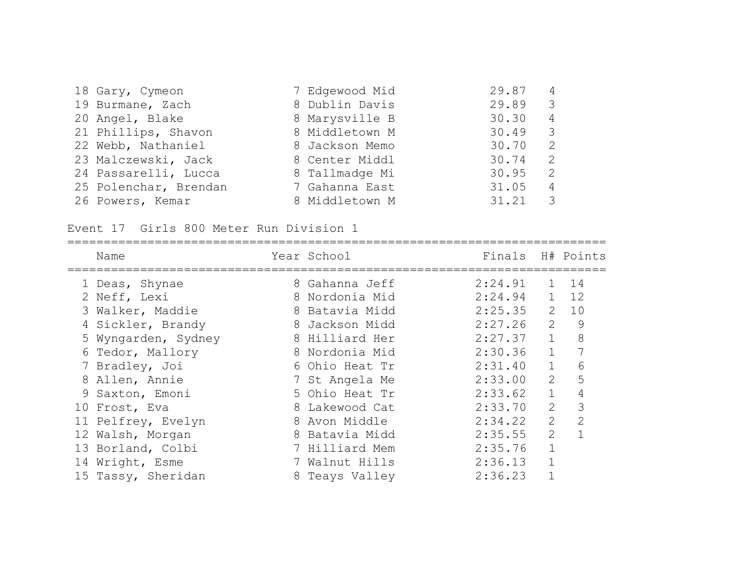| Place | Name | Year | School | Finals | H# | Points |
|---|---|---|---|---|---|---|
| 18 | Gary, Cymeon | 7 | Edgewood Mid | 29.87 | 4 | |
| 19 | Burmane, Zach | 8 | Dublin Davis | 29.89 | 3 | |
| 20 | Angel, Blake | 8 | Marysville B | 30.30 | 4 | |
| 21 | Phillips, Shavon | 8 | Middletown M | 30.49 | 3 | |
| 22 | Webb, Nathaniel | 8 | Jackson Memo | 30.70 | 2 | |
| 23 | Malczewski, Jack | 8 | Center Middl | 30.74 | 2 | |
| 24 | Passarelli, Lucca | 8 | Tallmadge Mi | 30.95 | 2 | |
| 25 | Polenchar, Brendan | 7 | Gahanna East | 31.05 | 4 | |
| 26 | Powers, Kemar | 8 | Middletown M | 31.21 | 3 | |

Event 17  Girls 800 Meter Run Division 1

| Place | Name | Year | School | Finals | H# | Points |
|---|---|---|---|---|---|---|
| 1 | Deas, Shynae | 8 | Gahanna Jeff | 2:24.91 | 1 | 14 |
| 2 | Neff, Lexi | 8 | Nordonia Mid | 2:24.94 | 1 | 12 |
| 3 | Walker, Maddie | 8 | Batavia Midd | 2:25.35 | 2 | 10 |
| 4 | Sickler, Brandy | 8 | Jackson Midd | 2:27.26 | 2 | 9 |
| 5 | Wyngarden, Sydney | 8 | Hilliard Her | 2:27.37 | 1 | 8 |
| 6 | Tedor, Mallory | 8 | Nordonia Mid | 2:30.36 | 1 | 7 |
| 7 | Bradley, Joi | 6 | Ohio Heat Tr | 2:31.40 | 1 | 6 |
| 8 | Allen, Annie | 7 | St Angela Me | 2:33.00 | 2 | 5 |
| 9 | Saxton, Emoni | 5 | Ohio Heat Tr | 2:33.62 | 1 | 4 |
| 10 | Frost, Eva | 8 | Lakewood Cat | 2:33.70 | 2 | 3 |
| 11 | Pelfrey, Evelyn | 8 | Avon Middle | 2:34.22 | 2 | 2 |
| 12 | Walsh, Morgan | 8 | Batavia Midd | 2:35.55 | 2 | 1 |
| 13 | Borland, Colbi | 7 | Hilliard Mem | 2:35.76 | 1 | |
| 14 | Wright, Esme | 7 | Walnut Hills | 2:36.13 | 1 | |
| 15 | Tassy, Sheridan | 8 | Teays Valley | 2:36.23 | 1 | |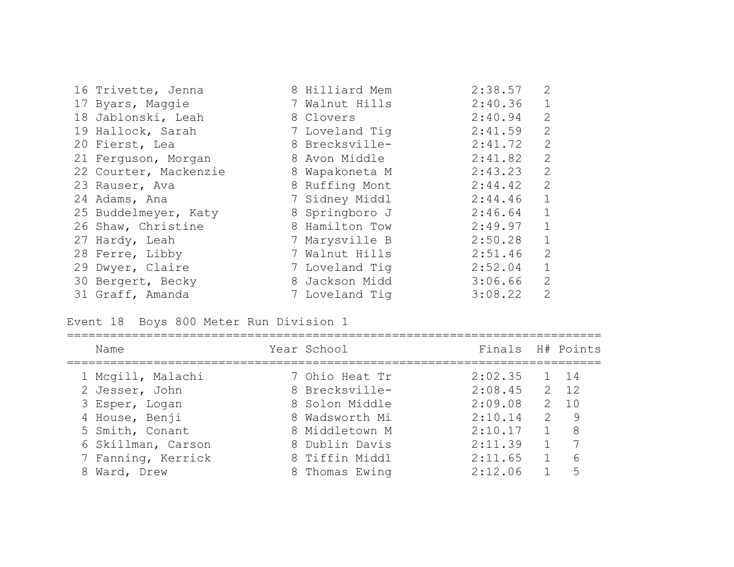| | Name | Year | School | Finals | H# | Points |
|---|---|---|---|---|---|---|
| 16 | Trivette, Jenna | 8 | Hilliard Mem | 2:38.57 | 2 | |
| 17 | Byars, Maggie | 7 | Walnut Hills | 2:40.36 | 1 | |
| 18 | Jablonski, Leah | 8 | Clovers | 2:40.94 | 2 | |
| 19 | Hallock, Sarah | 7 | Loveland Tig | 2:41.59 | 2 | |
| 20 | Fierst, Lea | 8 | Brecksville- | 2:41.72 | 2 | |
| 21 | Ferguson, Morgan | 8 | Avon Middle | 2:41.82 | 2 | |
| 22 | Courter, Mackenzie | 8 | Wapakoneta M | 2:43.23 | 2 | |
| 23 | Rauser, Ava | 8 | Ruffing Mont | 2:44.42 | 2 | |
| 24 | Adams, Ana | 7 | Sidney Middl | 2:44.46 | 1 | |
| 25 | Buddelmeyer, Katy | 8 | Springboro J | 2:46.64 | 1 | |
| 26 | Shaw, Christine | 8 | Hamilton Tow | 2:49.97 | 1 | |
| 27 | Hardy, Leah | 7 | Marysville B | 2:50.28 | 1 | |
| 28 | Ferre, Libby | 7 | Walnut Hills | 2:51.46 | 2 | |
| 29 | Dwyer, Claire | 7 | Loveland Tig | 2:52.04 | 1 | |
| 30 | Bergert, Becky | 8 | Jackson Midd | 3:06.66 | 2 | |
| 31 | Graff, Amanda | 7 | Loveland Tig | 3:08.22 | 2 | |

### Event 18 Boys 800 Meter Run Division 1

| | Name | Year | School | Finals | H# | Points |
|---|---|---|---|---|---|---|
| 1 | Mcgill, Malachi | 7 | Ohio Heat Tr | 2:02.35 | 1 | 14 |
| 2 | Jesser, John | 8 | Brecksville- | 2:08.45 | 2 | 12 |
| 3 | Esper, Logan | 8 | Solon Middle | 2:09.08 | 2 | 10 |
| 4 | House, Benji | 8 | Wadsworth Mi | 2:10.14 | 2 | 9 |
| 5 | Smith, Conant | 8 | Middletown M | 2:10.17 | 1 | 8 |
| 6 | Skillman, Carson | 8 | Dublin Davis | 2:11.39 | 1 | 7 |
| 7 | Fanning, Kerrick | 8 | Tiffin Middl | 2:11.65 | 1 | 6 |
| 8 | Ward, Drew | 8 | Thomas Ewing | 2:12.06 | 1 | 5 |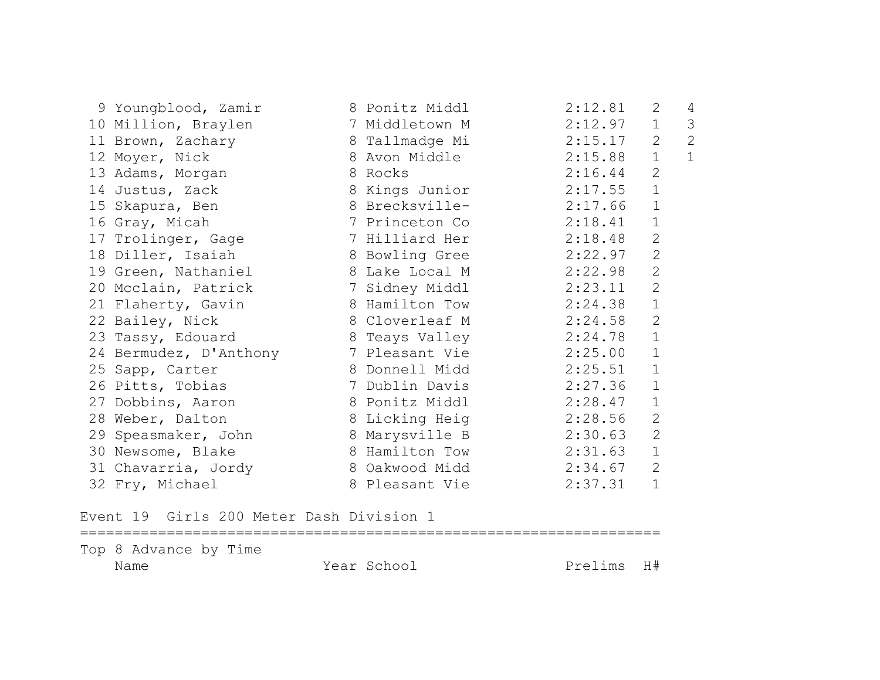| Place | Name | Year | School | Prelims | H# | Points |
|---|---|---|---|---|---|---|
| 9 | Youngblood, Zamir | 8 | Ponitz Middl | 2:12.81 | 2 | 4 |
| 10 | Million, Braylen | 7 | Middletown M | 2:12.97 | 1 | 3 |
| 11 | Brown, Zachary | 8 | Tallmadge Mi | 2:15.17 | 2 | 2 |
| 12 | Moyer, Nick | 8 | Avon Middle | 2:15.88 | 1 | 1 |
| 13 | Adams, Morgan | 8 | Rocks | 2:16.44 | 2 | |
| 14 | Justus, Zack | 8 | Kings Junior | 2:17.55 | 1 | |
| 15 | Skapura, Ben | 8 | Brecksville- | 2:17.66 | 1 | |
| 16 | Gray, Micah | 7 | Princeton Co | 2:18.41 | 1 | |
| 17 | Trolinger, Gage | 7 | Hilliard Her | 2:18.48 | 2 | |
| 18 | Diller, Isaiah | 8 | Bowling Gree | 2:22.97 | 2 | |
| 19 | Green, Nathaniel | 8 | Lake Local M | 2:22.98 | 2 | |
| 20 | Mcclain, Patrick | 7 | Sidney Middl | 2:23.11 | 2 | |
| 21 | Flaherty, Gavin | 8 | Hamilton Tow | 2:24.38 | 1 | |
| 22 | Bailey, Nick | 8 | Cloverleaf M | 2:24.58 | 2 | |
| 23 | Tassy, Edouard | 8 | Teays Valley | 2:24.78 | 1 | |
| 24 | Bermudez, D'Anthony | 7 | Pleasant Vie | 2:25.00 | 1 | |
| 25 | Sapp, Carter | 8 | Donnell Midd | 2:25.51 | 1 | |
| 26 | Pitts, Tobias | 7 | Dublin Davis | 2:27.36 | 1 | |
| 27 | Dobbins, Aaron | 8 | Ponitz Middl | 2:28.47 | 1 | |
| 28 | Weber, Dalton | 8 | Licking Heig | 2:28.56 | 2 | |
| 29 | Speasmaker, John | 8 | Marysville B | 2:30.63 | 2 | |
| 30 | Newsome, Blake | 8 | Hamilton Tow | 2:31.63 | 1 | |
| 31 | Chavarria, Jordy | 8 | Oakwood Midd | 2:34.67 | 2 | |
| 32 | Fry, Michael | 8 | Pleasant Vie | 2:37.31 | 1 | |

## Event 19 Girls 200 Meter Dash Division 1

Top 8 Advance by Time

| Name | Year | School | Prelims | H# |
|---|---|---|---|---|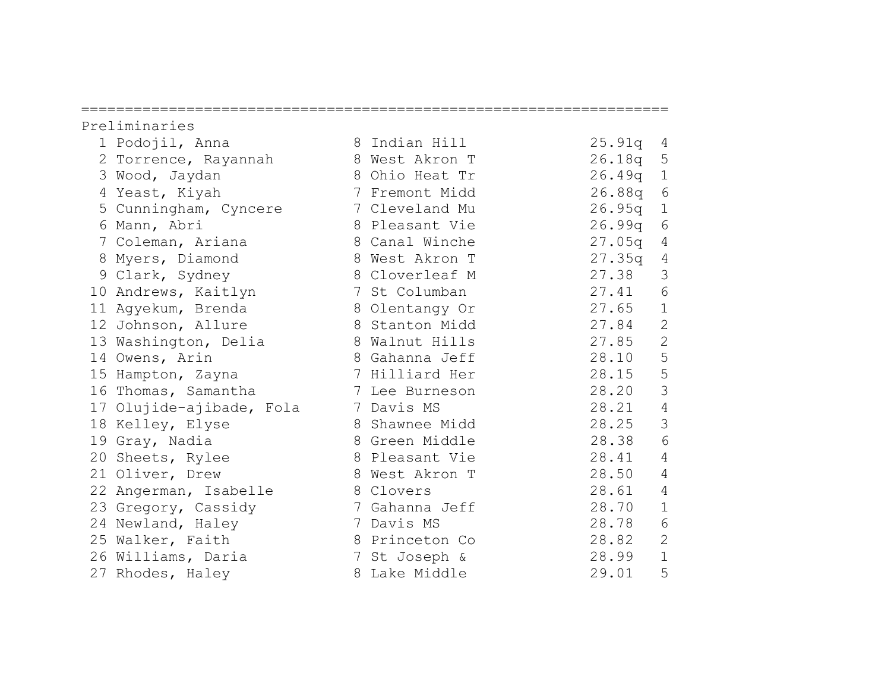Preliminaries

| Place | Name | Year | School | Prelims | H# |
|---|---|---|---|---|---|
| 1 | Podojil, Anna | 8 | Indian Hill | 25.91q | 4 |
| 2 | Torrence, Rayannah | 8 | West Akron T | 26.18q | 5 |
| 3 | Wood, Jaydan | 8 | Ohio Heat Tr | 26.49q | 1 |
| 4 | Yeast, Kiyah | 7 | Fremont Midd | 26.88q | 6 |
| 5 | Cunningham, Cyncere | 7 | Cleveland Mu | 26.95q | 1 |
| 6 | Mann, Abri | 8 | Pleasant Vie | 26.99q | 6 |
| 7 | Coleman, Ariana | 8 | Canal Winche | 27.05q | 4 |
| 8 | Myers, Diamond | 8 | West Akron T | 27.35q | 4 |
| 9 | Clark, Sydney | 8 | Cloverleaf M | 27.38 | 3 |
| 10 | Andrews, Kaitlyn | 7 | St Columban | 27.41 | 6 |
| 11 | Agyekum, Brenda | 8 | Olentangy Or | 27.65 | 1 |
| 12 | Johnson, Allure | 8 | Stanton Midd | 27.84 | 2 |
| 13 | Washington, Delia | 8 | Walnut Hills | 27.85 | 2 |
| 14 | Owens, Arin | 8 | Gahanna Jeff | 28.10 | 5 |
| 15 | Hampton, Zayna | 7 | Hilliard Her | 28.15 | 5 |
| 16 | Thomas, Samantha | 7 | Lee Burneson | 28.20 | 3 |
| 17 | Olujide-ajibade, Fola | 7 | Davis MS | 28.21 | 4 |
| 18 | Kelley, Elyse | 8 | Shawnee Midd | 28.25 | 3 |
| 19 | Gray, Nadia | 8 | Green Middle | 28.38 | 6 |
| 20 | Sheets, Rylee | 8 | Pleasant Vie | 28.41 | 4 |
| 21 | Oliver, Drew | 8 | West Akron T | 28.50 | 4 |
| 22 | Angerman, Isabelle | 8 | Clovers | 28.61 | 4 |
| 23 | Gregory, Cassidy | 7 | Gahanna Jeff | 28.70 | 1 |
| 24 | Newland, Haley | 7 | Davis MS | 28.78 | 6 |
| 25 | Walker, Faith | 8 | Princeton Co | 28.82 | 2 |
| 26 | Williams, Daria | 7 | St Joseph & | 28.99 | 1 |
| 27 | Rhodes, Haley | 8 | Lake Middle | 29.01 | 5 |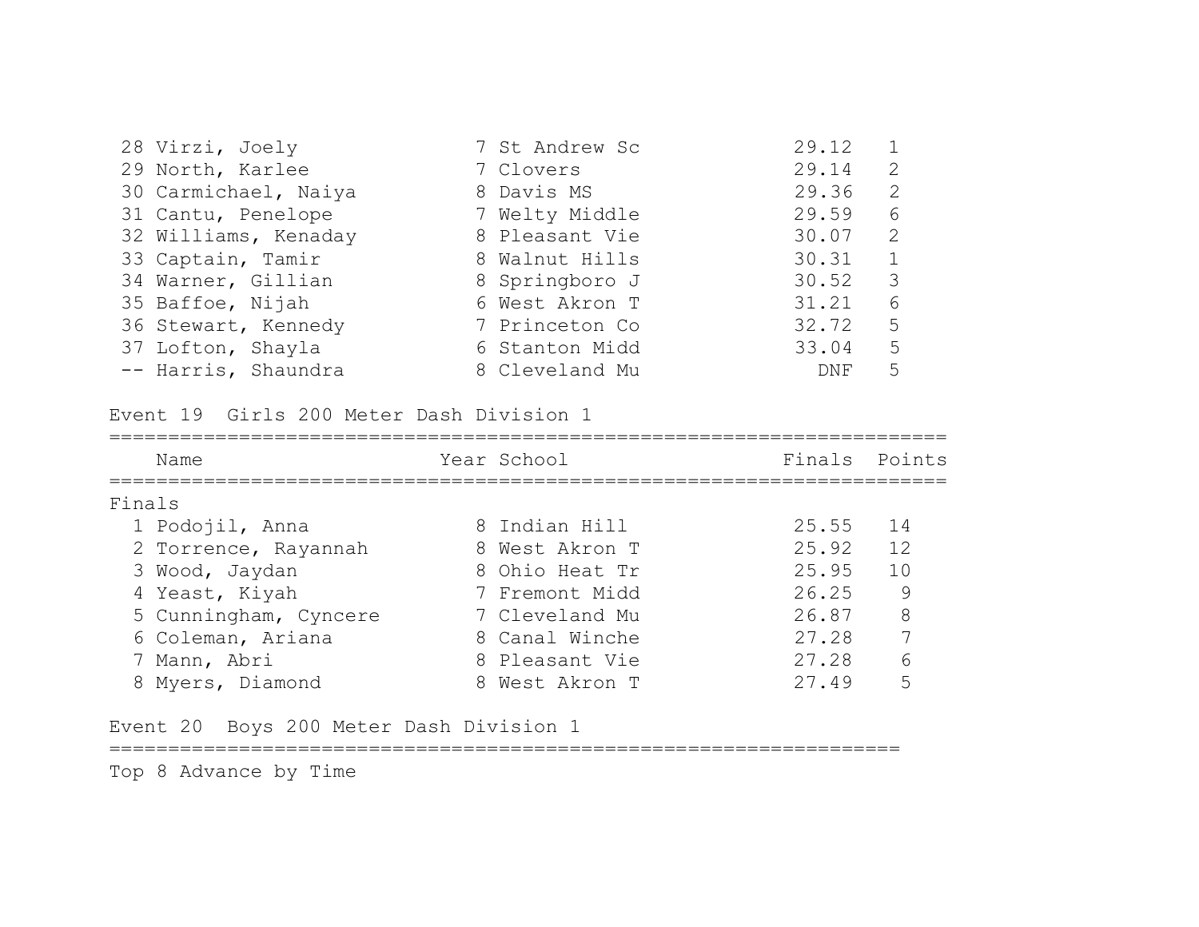| Place | Name | Year | School | Finals | Heat |
|---|---|---|---|---|---|
| 28 | Virzi, Joely | 7 | St Andrew Sc | 29.12 | 1 |
| 29 | North, Karlee | 7 | Clovers | 29.14 | 2 |
| 30 | Carmichael, Naiya | 8 | Davis MS | 29.36 | 2 |
| 31 | Cantu, Penelope | 7 | Welty Middle | 29.59 | 6 |
| 32 | Williams, Kenaday | 8 | Pleasant Vie | 30.07 | 2 |
| 33 | Captain, Tamir | 8 | Walnut Hills | 30.31 | 1 |
| 34 | Warner, Gillian | 8 | Springboro J | 30.52 | 3 |
| 35 | Baffoe, Nijah | 6 | West Akron T | 31.21 | 6 |
| 36 | Stewart, Kennedy | 7 | Princeton Co | 32.72 | 5 |
| 37 | Lofton, Shayla | 6 | Stanton Midd | 33.04 | 5 |
| -- | Harris, Shaundra | 8 | Cleveland Mu | DNF | 5 |

Event 19  Girls 200 Meter Dash Division 1

Finals

| Place | Name | Year | School | Finals | Points |
|---|---|---|---|---|---|
| 1 | Podojil, Anna | 8 | Indian Hill | 25.55 | 14 |
| 2 | Torrence, Rayannah | 8 | West Akron T | 25.92 | 12 |
| 3 | Wood, Jaydan | 8 | Ohio Heat Tr | 25.95 | 10 |
| 4 | Yeast, Kiyah | 7 | Fremont Midd | 26.25 | 9 |
| 5 | Cunningham, Cyncere | 7 | Cleveland Mu | 26.87 | 8 |
| 6 | Coleman, Ariana | 8 | Canal Winche | 27.28 | 7 |
| 7 | Mann, Abri | 8 | Pleasant Vie | 27.28 | 6 |
| 8 | Myers, Diamond | 8 | West Akron T | 27.49 | 5 |

Event 20  Boys 200 Meter Dash Division 1

Top 8 Advance by Time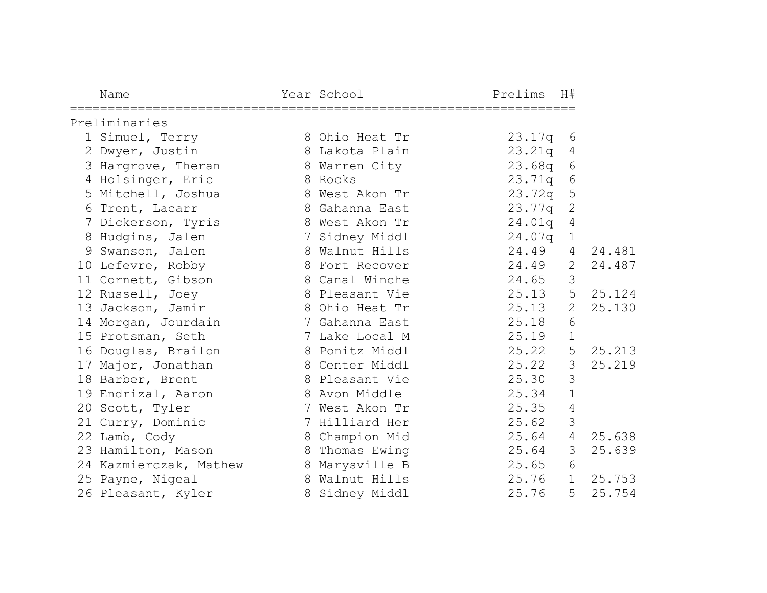| | Name | Year | School | Prelims | H# | |
|---|---|---|---|---|---|---|
| **Preliminaries** | | | | | | |
| 1 | Simuel, Terry | 8 | Ohio Heat Tr | 23.17q | 6 | |
| 2 | Dwyer, Justin | 8 | Lakota Plain | 23.21q | 4 | |
| 3 | Hargrove, Theran | 8 | Warren City | 23.68q | 6 | |
| 4 | Holsinger, Eric | 8 | Rocks | 23.71q | 6 | |
| 5 | Mitchell, Joshua | 8 | West Akon Tr | 23.72q | 5 | |
| 6 | Trent, Lacarr | 8 | Gahanna East | 23.77q | 2 | |
| 7 | Dickerson, Tyris | 8 | West Akon Tr | 24.01q | 4 | |
| 8 | Hudgins, Jalen | 7 | Sidney Middl | 24.07q | 1 | |
| 9 | Swanson, Jalen | 8 | Walnut Hills | 24.49 | 4 | 24.481 |
| 10 | Lefevre, Robby | 8 | Fort Recover | 24.49 | 2 | 24.487 |
| 11 | Cornett, Gibson | 8 | Canal Winche | 24.65 | 3 | |
| 12 | Russell, Joey | 8 | Pleasant Vie | 25.13 | 5 | 25.124 |
| 13 | Jackson, Jamir | 8 | Ohio Heat Tr | 25.13 | 2 | 25.130 |
| 14 | Morgan, Jourdain | 7 | Gahanna East | 25.18 | 6 | |
| 15 | Protsman, Seth | 7 | Lake Local M | 25.19 | 1 | |
| 16 | Douglas, Brailon | 8 | Ponitz Middl | 25.22 | 5 | 25.213 |
| 17 | Major, Jonathan | 8 | Center Middl | 25.22 | 3 | 25.219 |
| 18 | Barber, Brent | 8 | Pleasant Vie | 25.30 | 3 | |
| 19 | Endrizal, Aaron | 8 | Avon Middle | 25.34 | 1 | |
| 20 | Scott, Tyler | 7 | West Akon Tr | 25.35 | 4 | |
| 21 | Curry, Dominic | 7 | Hilliard Her | 25.62 | 3 | |
| 22 | Lamb, Cody | 8 | Champion Mid | 25.64 | 4 | 25.638 |
| 23 | Hamilton, Mason | 8 | Thomas Ewing | 25.64 | 3 | 25.639 |
| 24 | Kazmierczak, Mathew | 8 | Marysville B | 25.65 | 6 | |
| 25 | Payne, Nigeal | 8 | Walnut Hills | 25.76 | 1 | 25.753 |
| 26 | Pleasant, Kyler | 8 | Sidney Middl | 25.76 | 5 | 25.754 |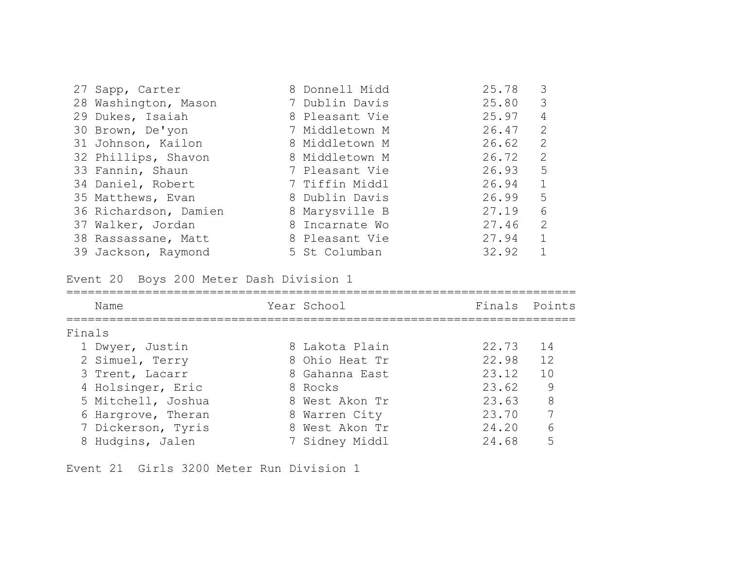| Place | Name | Year | School | Finals | Points |
|---|---|---|---|---|---|
| 27 | Sapp, Carter | 8 | Donnell Midd | 25.78 | 3 |
| 28 | Washington, Mason | 7 | Dublin Davis | 25.80 | 3 |
| 29 | Dukes, Isaiah | 8 | Pleasant Vie | 25.97 | 4 |
| 30 | Brown, De'yon | 7 | Middletown M | 26.47 | 2 |
| 31 | Johnson, Kailon | 8 | Middletown M | 26.62 | 2 |
| 32 | Phillips, Shavon | 8 | Middletown M | 26.72 | 2 |
| 33 | Fannin, Shaun | 7 | Pleasant Vie | 26.93 | 5 |
| 34 | Daniel, Robert | 7 | Tiffin Middl | 26.94 | 1 |
| 35 | Matthews, Evan | 8 | Dublin Davis | 26.99 | 5 |
| 36 | Richardson, Damien | 8 | Marysville B | 27.19 | 6 |
| 37 | Walker, Jordan | 8 | Incarnate Wo | 27.46 | 2 |
| 38 | Rassassane, Matt | 8 | Pleasant Vie | 27.94 | 1 |
| 39 | Jackson, Raymond | 5 | St Columban | 32.92 | 1 |

## Event 20 Boys 200 Meter Dash Division 1

Finals

| Place | Name | Year | School | Finals | Points |
|---|---|---|---|---|---|
| 1 | Dwyer, Justin | 8 | Lakota Plain | 22.73 | 14 |
| 2 | Simuel, Terry | 8 | Ohio Heat Tr | 22.98 | 12 |
| 3 | Trent, Lacarr | 8 | Gahanna East | 23.12 | 10 |
| 4 | Holsinger, Eric | 8 | Rocks | 23.62 | 9 |
| 5 | Mitchell, Joshua | 8 | West Akon Tr | 23.63 | 8 |
| 6 | Hargrove, Theran | 8 | Warren City | 23.70 | 7 |
| 7 | Dickerson, Tyris | 8 | West Akon Tr | 24.20 | 6 |
| 8 | Hudgins, Jalen | 7 | Sidney Middl | 24.68 | 5 |

## Event 21 Girls 3200 Meter Run Division 1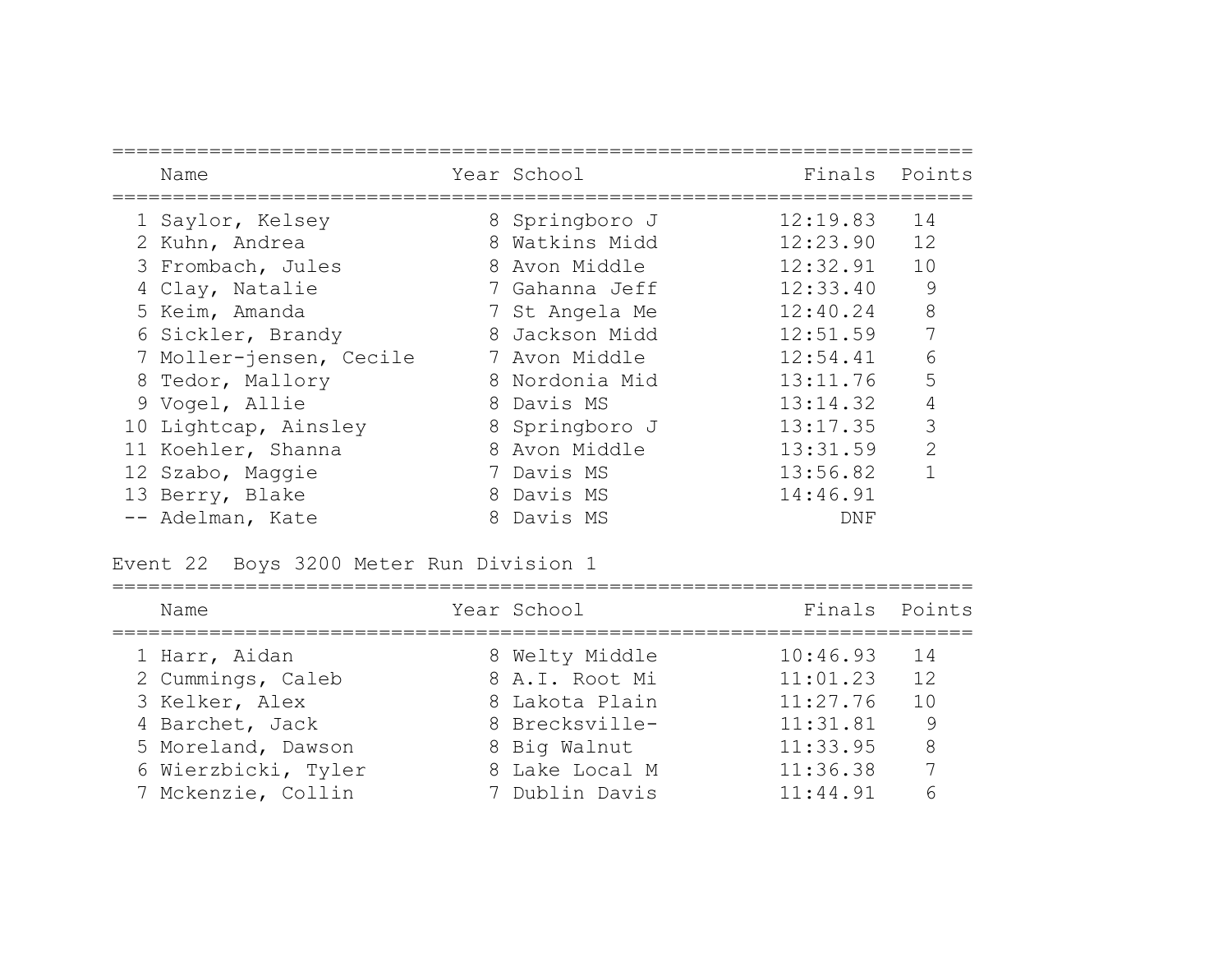| Place | Name | Year | School | Finals | Points |
|---|---|---|---|---|---|
| 1 | Saylor, Kelsey | 8 | Springboro J | 12:19.83 | 14 |
| 2 | Kuhn, Andrea | 8 | Watkins Midd | 12:23.90 | 12 |
| 3 | Frombach, Jules | 8 | Avon Middle | 12:32.91 | 10 |
| 4 | Clay, Natalie | 7 | Gahanna Jeff | 12:33.40 | 9 |
| 5 | Keim, Amanda | 7 | St Angela Me | 12:40.24 | 8 |
| 6 | Sickler, Brandy | 8 | Jackson Midd | 12:51.59 | 7 |
| 7 | Moller-jensen, Cecile | 7 | Avon Middle | 12:54.41 | 6 |
| 8 | Tedor, Mallory | 8 | Nordonia Mid | 13:11.76 | 5 |
| 9 | Vogel, Allie | 8 | Davis MS | 13:14.32 | 4 |
| 10 | Lightcap, Ainsley | 8 | Springboro J | 13:17.35 | 3 |
| 11 | Koehler, Shanna | 8 | Avon Middle | 13:31.59 | 2 |
| 12 | Szabo, Maggie | 7 | Davis MS | 13:56.82 | 1 |
| 13 | Berry, Blake | 8 | Davis MS | 14:46.91 | |
| -- | Adelman, Kate | 8 | Davis MS | DNF | |

Event 22  Boys 3200 Meter Run Division 1

| Place | Name | Year | School | Finals | Points |
|---|---|---|---|---|---|
| 1 | Harr, Aidan | 8 | Welty Middle | 10:46.93 | 14 |
| 2 | Cummings, Caleb | 8 | A.I. Root Mi | 11:01.23 | 12 |
| 3 | Kelker, Alex | 8 | Lakota Plain | 11:27.76 | 10 |
| 4 | Barchet, Jack | 8 | Brecksville- | 11:31.81 | 9 |
| 5 | Moreland, Dawson | 8 | Big Walnut | 11:33.95 | 8 |
| 6 | Wierzbicki, Tyler | 8 | Lake Local M | 11:36.38 | 7 |
| 7 | Mckenzie, Collin | 7 | Dublin Davis | 11:44.91 | 6 |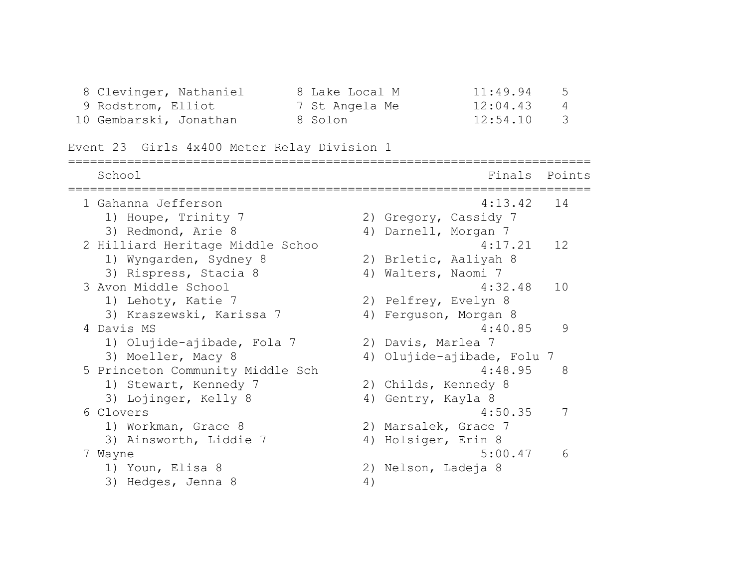| Place | Name | Year | School | Finals | Points |
|---|---|---|---|---|---|
| 8 | Clevinger, Nathaniel | 8 | Lake Local M | 11:49.94 | 5 |
| 9 | Rodstrom, Elliot | 7 | St Angela Me | 12:04.43 | 4 |
| 10 | Gembarski, Jonathan | 8 | Solon | 12:54.10 | 3 |

## Event 23 Girls 4x400 Meter Relay Division 1

| Place | School | Finals | Points |
|---|---|---|---|
| 1 | Gahanna Jefferson | 4:13.42 | 14 |
| | 1) Houpe, Trinity 7; 2) Gregory, Cassidy 7; 3) Redmond, Arie 8; 4) Darnell, Morgan 7 | | |
| 2 | Hilliard Heritage Middle Schoo | 4:17.21 | 12 |
| | 1) Wyngarden, Sydney 8; 2) Brletic, Aaliyah 8; 3) Rispress, Stacia 8; 4) Walters, Naomi 7 | | |
| 3 | Avon Middle School | 4:32.48 | 10 |
| | 1) Lehoty, Katie 7; 2) Pelfrey, Evelyn 8; 3) Kraszewski, Karissa 7; 4) Ferguson, Morgan 8 | | |
| 4 | Davis MS | 4:40.85 | 9 |
| | 1) Olujide-ajibade, Fola 7; 2) Davis, Marlea 7; 3) Moeller, Macy 8; 4) Olujide-ajibade, Folu 7 | | |
| 5 | Princeton Community Middle Sch | 4:48.95 | 8 |
| | 1) Stewart, Kennedy 7; 2) Childs, Kennedy 8; 3) Lojinger, Kelly 8; 4) Gentry, Kayla 8 | | |
| 6 | Clovers | 4:50.35 | 7 |
| | 1) Workman, Grace 8; 2) Marsalek, Grace 7; 3) Ainsworth, Liddie 7; 4) Holsiger, Erin 8 | | |
| 7 | Wayne | 5:00.47 | 6 |
| | 1) Youn, Elisa 8; 2) Nelson, Ladeja 8; 3) Hedges, Jenna 8; 4) | | |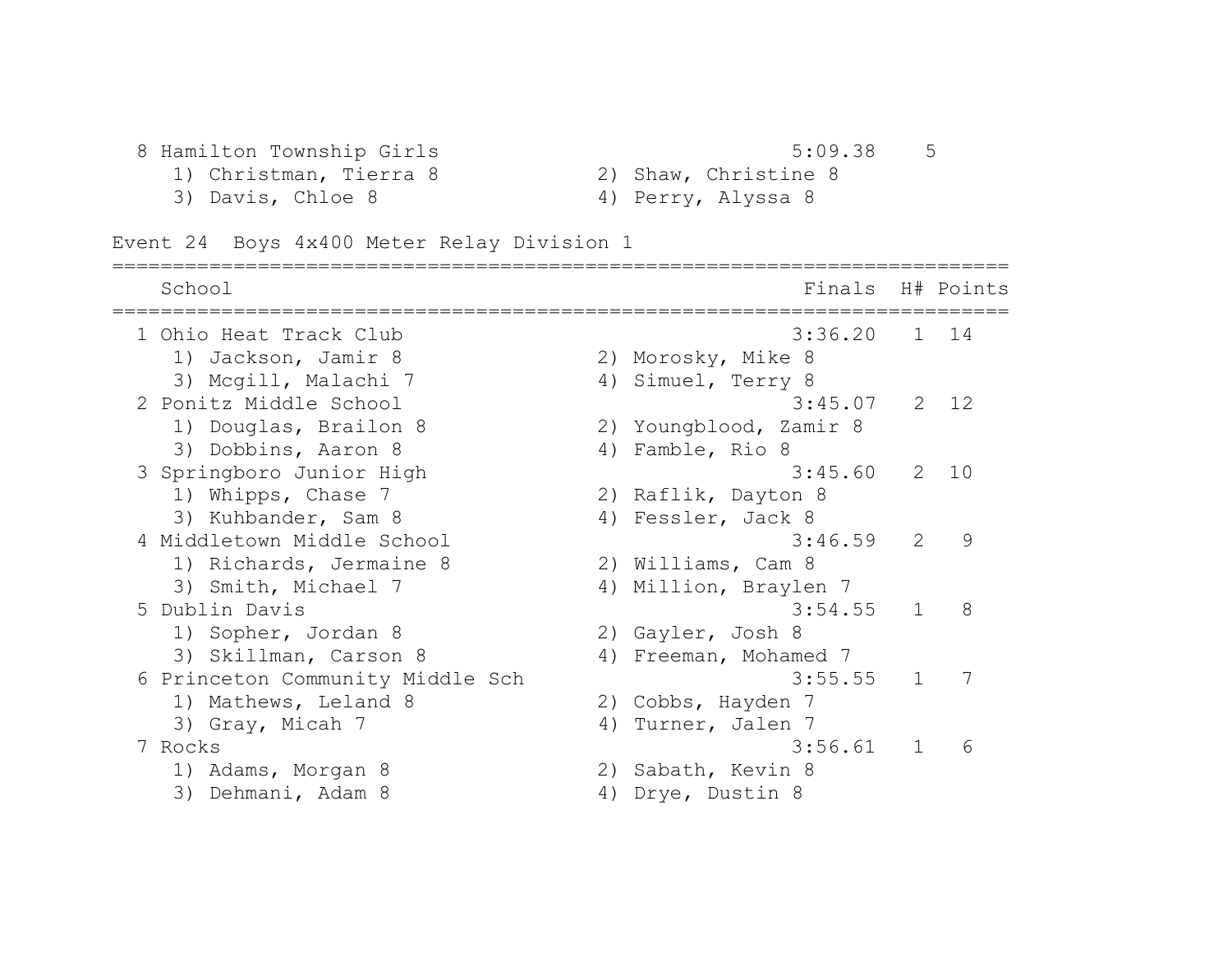8 Hamilton Township Girls 5:09.38 5
1) Christman, Tierra 8 2) Shaw, Christine 8
3) Davis, Chloe 8 4) Perry, Alyssa 8

## Event 24 Boys 4x400 Meter Relay Division 1

| Place | School | Finals | H# | Points |
|---|---|---|---|---|
| 1 | Ohio Heat Track Club | 3:36.20 | 1 | 14 |
| | 1) Jackson, Jamir 8; 2) Morosky, Mike 8; 3) Mcgill, Malachi 7; 4) Simuel, Terry 8 | | | |
| 2 | Ponitz Middle School | 3:45.07 | 2 | 12 |
| | 1) Douglas, Brailon 8; 2) Youngblood, Zamir 8; 3) Dobbins, Aaron 8; 4) Famble, Rio 8 | | | |
| 3 | Springboro Junior High | 3:45.60 | 2 | 10 |
| | 1) Whipps, Chase 7; 2) Raflik, Dayton 8; 3) Kuhbander, Sam 8; 4) Fessler, Jack 8 | | | |
| 4 | Middletown Middle School | 3:46.59 | 2 | 9 |
| | 1) Richards, Jermaine 8; 2) Williams, Cam 8; 3) Smith, Michael 7; 4) Million, Braylen 7 | | | |
| 5 | Dublin Davis | 3:54.55 | 1 | 8 |
| | 1) Sopher, Jordan 8; 2) Gayler, Josh 8; 3) Skillman, Carson 8; 4) Freeman, Mohamed 7 | | | |
| 6 | Princeton Community Middle Sch | 3:55.55 | 1 | 7 |
| | 1) Mathews, Leland 8; 2) Cobbs, Hayden 7; 3) Gray, Micah 7; 4) Turner, Jalen 7 | | | |
| 7 | Rocks | 3:56.61 | 1 | 6 |
| | 1) Adams, Morgan 8; 2) Sabath, Kevin 8; 3) Dehmani, Adam 8; 4) Drye, Dustin 8 | | | |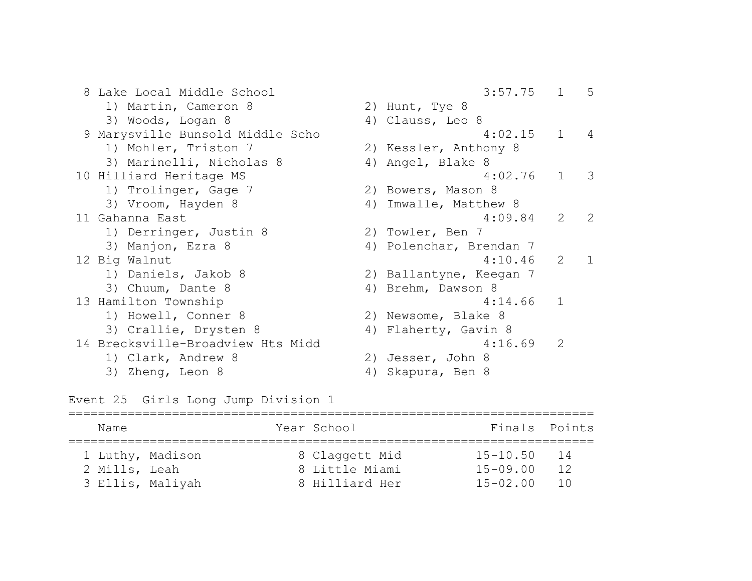```
  8 Lake Local Middle School                            3:57.75   1   5
     1) Martin, Cameron 8              2) Hunt, Tye 8
     3) Woods, Logan 8                 4) Clauss, Leo 8
  9 Marysville Bunsold Middle Scho                      4:02.15   1   4
     1) Mohler, Triston 7              2) Kessler, Anthony 8
     3) Marinelli, Nicholas 8          4) Angel, Blake 8
 10 Hilliard Heritage MS                                4:02.76   1   3
     1) Trolinger, Gage 7              2) Bowers, Mason 8
     3) Vroom, Hayden 8                4) Imwalle, Matthew 8
 11 Gahanna East                                        4:09.84   2   2
     1) Derringer, Justin 8            2) Towler, Ben 7
     3) Manjon, Ezra 8                 4) Polenchar, Brendan 7
 12 Big Walnut                                          4:10.46   2   1
     1) Daniels, Jakob 8               2) Ballantyne, Keegan 7
     3) Chuum, Dante 8                 4) Brehm, Dawson 8
 13 Hamilton Township                                   4:14.66   1
     1) Howell, Conner 8               2) Newsome, Blake 8
     3) Crallie, Drysten 8             4) Flaherty, Gavin 8
 14 Brecksville-Broadview Hts Midd                      4:16.69   2
     1) Clark, Andrew 8                2) Jesser, John 8
     3) Zheng, Leon 8                  4) Skapura, Ben 8
```

Event 25  Girls Long Jump Division 1

| | Name | Year | School | Finals | Points |
|---|---|---|---|---|---|
| 1 | Luthy, Madison | 8 | Claggett Mid | 15-10.50 | 14 |
| 2 | Mills, Leah | 8 | Little Miami | 15-09.00 | 12 |
| 3 | Ellis, Maliyah | 8 | Hilliard Her | 15-02.00 | 10 |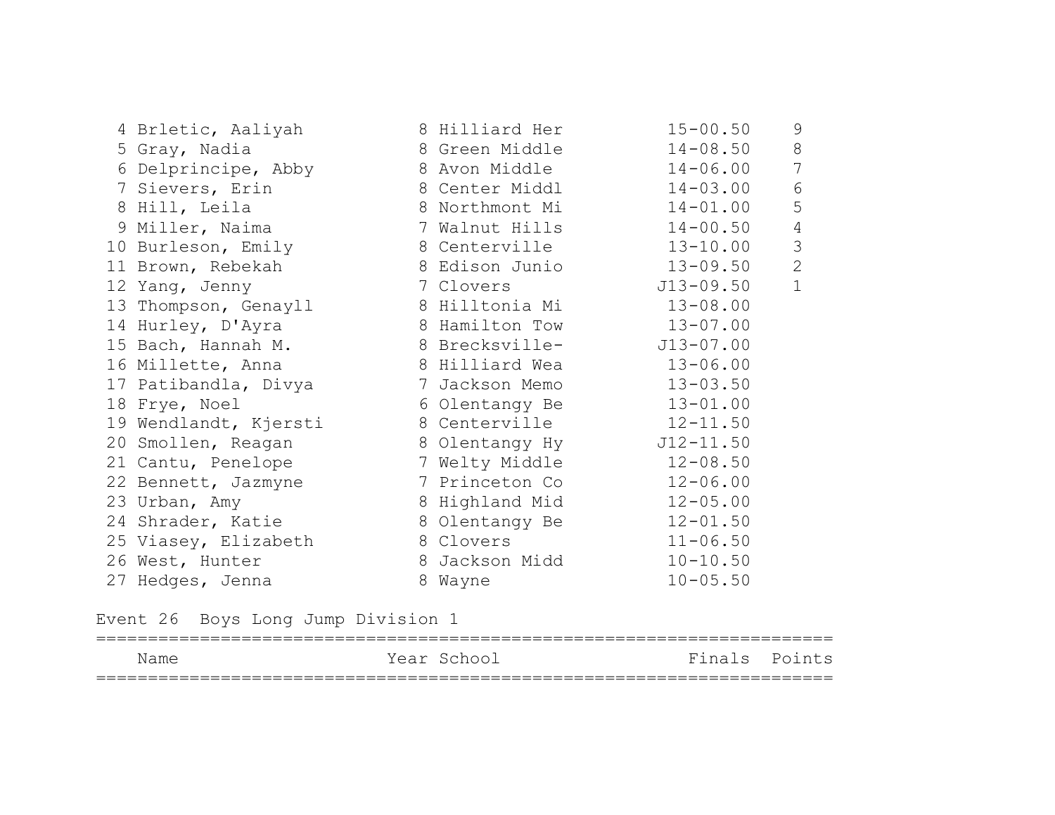| Place | Name | Year | School | Finals | Points |
|---|---|---|---|---|---|
| 4 | Brletic, Aaliyah | 8 | Hilliard Her | 15-00.50 | 9 |
| 5 | Gray, Nadia | 8 | Green Middle | 14-08.50 | 8 |
| 6 | Delprincipe, Abby | 8 | Avon Middle | 14-06.00 | 7 |
| 7 | Sievers, Erin | 8 | Center Middl | 14-03.00 | 6 |
| 8 | Hill, Leila | 8 | Northmont Mi | 14-01.00 | 5 |
| 9 | Miller, Naima | 7 | Walnut Hills | 14-00.50 | 4 |
| 10 | Burleson, Emily | 8 | Centerville | 13-10.00 | 3 |
| 11 | Brown, Rebekah | 8 | Edison Junio | 13-09.50 | 2 |
| 12 | Yang, Jenny | 7 | Clovers | J13-09.50 | 1 |
| 13 | Thompson, Genayll | 8 | Hilltonia Mi | 13-08.00 | |
| 14 | Hurley, D'Ayra | 8 | Hamilton Tow | 13-07.00 | |
| 15 | Bach, Hannah M. | 8 | Brecksville- | J13-07.00 | |
| 16 | Millette, Anna | 8 | Hilliard Wea | 13-06.00 | |
| 17 | Patibandla, Divya | 7 | Jackson Memo | 13-03.50 | |
| 18 | Frye, Noel | 6 | Olentangy Be | 13-01.00 | |
| 19 | Wendlandt, Kjersti | 8 | Centerville | 12-11.50 | |
| 20 | Smollen, Reagan | 8 | Olentangy Hy | J12-11.50 | |
| 21 | Cantu, Penelope | 7 | Welty Middle | 12-08.50 | |
| 22 | Bennett, Jazmyne | 7 | Princeton Co | 12-06.00 | |
| 23 | Urban, Amy | 8 | Highland Mid | 12-05.00 | |
| 24 | Shrader, Katie | 8 | Olentangy Be | 12-01.50 | |
| 25 | Viasey, Elizabeth | 8 | Clovers | 11-06.50 | |
| 26 | West, Hunter | 8 | Jackson Midd | 10-10.50 | |
| 27 | Hedges, Jenna | 8 | Wayne | 10-05.50 | |

## Event 26 Boys Long Jump Division 1

| Name | Year | School | Finals | Points |
|---|---|---|---|---|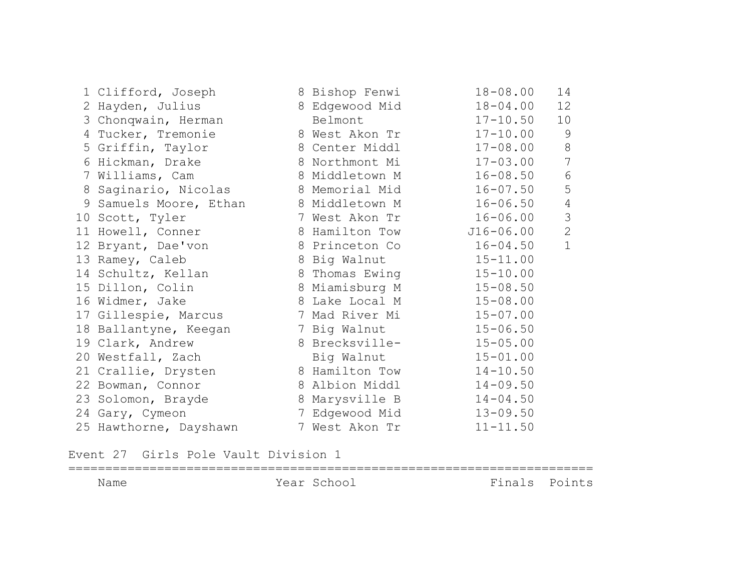| Place | Name | Year | School | Finals | Points |
|---|---|---|---|---|---|
| 1 | Clifford, Joseph | 8 | Bishop Fenwi | 18-08.00 | 14 |
| 2 | Hayden, Julius | 8 | Edgewood Mid | 18-04.00 | 12 |
| 3 | Chonqwain, Herman | | Belmont | 17-10.50 | 10 |
| 4 | Tucker, Tremonie | 8 | West Akon Tr | 17-10.00 | 9 |
| 5 | Griffin, Taylor | 8 | Center Middl | 17-08.00 | 8 |
| 6 | Hickman, Drake | 8 | Northmont Mi | 17-03.00 | 7 |
| 7 | Williams, Cam | 8 | Middletown M | 16-08.50 | 6 |
| 8 | Saginario, Nicolas | 8 | Memorial Mid | 16-07.50 | 5 |
| 9 | Samuels Moore, Ethan | 8 | Middletown M | 16-06.50 | 4 |
| 10 | Scott, Tyler | 7 | West Akon Tr | 16-06.00 | 3 |
| 11 | Howell, Conner | 8 | Hamilton Tow | J16-06.00 | 2 |
| 12 | Bryant, Dae'von | 8 | Princeton Co | 16-04.50 | 1 |
| 13 | Ramey, Caleb | 8 | Big Walnut | 15-11.00 | |
| 14 | Schultz, Kellan | 8 | Thomas Ewing | 15-10.00 | |
| 15 | Dillon, Colin | 8 | Miamisburg M | 15-08.50 | |
| 16 | Widmer, Jake | 8 | Lake Local M | 15-08.00 | |
| 17 | Gillespie, Marcus | 7 | Mad River Mi | 15-07.00 | |
| 18 | Ballantyne, Keegan | 7 | Big Walnut | 15-06.50 | |
| 19 | Clark, Andrew | 8 | Brecksville- | 15-05.00 | |
| 20 | Westfall, Zach | | Big Walnut | 15-01.00 | |
| 21 | Crallie, Drysten | 8 | Hamilton Tow | 14-10.50 | |
| 22 | Bowman, Connor | 8 | Albion Middl | 14-09.50 | |
| 23 | Solomon, Brayde | 8 | Marysville B | 14-04.50 | |
| 24 | Gary, Cymeon | 7 | Edgewood Mid | 13-09.50 | |
| 25 | Hawthorne, Dayshawn | 7 | West Akon Tr | 11-11.50 | |

## Event 27 Girls Pole Vault Division 1

| Name | Year | School | Finals | Points |
|---|---|---|---|---|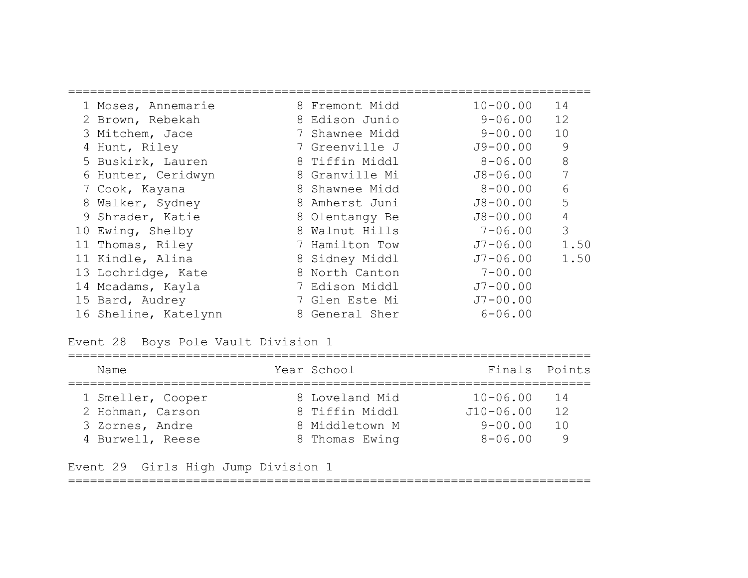| Place | Name | Year | School | Finals | Points |
|---|---|---|---|---|---|
| 1 | Moses, Annemarie | 8 | Fremont Midd | 10-00.00 | 14 |
| 2 | Brown, Rebekah | 8 | Edison Junio | 9-06.00 | 12 |
| 3 | Mitchem, Jace | 7 | Shawnee Midd | 9-00.00 | 10 |
| 4 | Hunt, Riley | 7 | Greenville J | J9-00.00 | 9 |
| 5 | Buskirk, Lauren | 8 | Tiffin Middl | 8-06.00 | 8 |
| 6 | Hunter, Ceridwyn | 8 | Granville Mi | J8-06.00 | 7 |
| 7 | Cook, Kayana | 8 | Shawnee Midd | 8-00.00 | 6 |
| 8 | Walker, Sydney | 8 | Amherst Juni | J8-00.00 | 5 |
| 9 | Shrader, Katie | 8 | Olentangy Be | J8-00.00 | 4 |
| 10 | Ewing, Shelby | 8 | Walnut Hills | 7-06.00 | 3 |
| 11 | Thomas, Riley | 7 | Hamilton Tow | J7-06.00 | 1.50 |
| 11 | Kindle, Alina | 8 | Sidney Middl | J7-06.00 | 1.50 |
| 13 | Lochridge, Kate | 8 | North Canton | 7-00.00 | |
| 14 | Mcadams, Kayla | 7 | Edison Middl | J7-00.00 | |
| 15 | Bard, Audrey | 7 | Glen Este Mi | J7-00.00 | |
| 16 | Sheline, Katelynn | 8 | General Sher | 6-06.00 | |

Event 28 Boys Pole Vault Division 1

| Place | Name | Year | School | Finals | Points |
|---|---|---|---|---|---|
| 1 | Smeller, Cooper | 8 | Loveland Mid | 10-06.00 | 14 |
| 2 | Hohman, Carson | 8 | Tiffin Middl | J10-06.00 | 12 |
| 3 | Zornes, Andre | 8 | Middletown M | 9-00.00 | 10 |
| 4 | Burwell, Reese | 8 | Thomas Ewing | 8-06.00 | 9 |

Event 29 Girls High Jump Division 1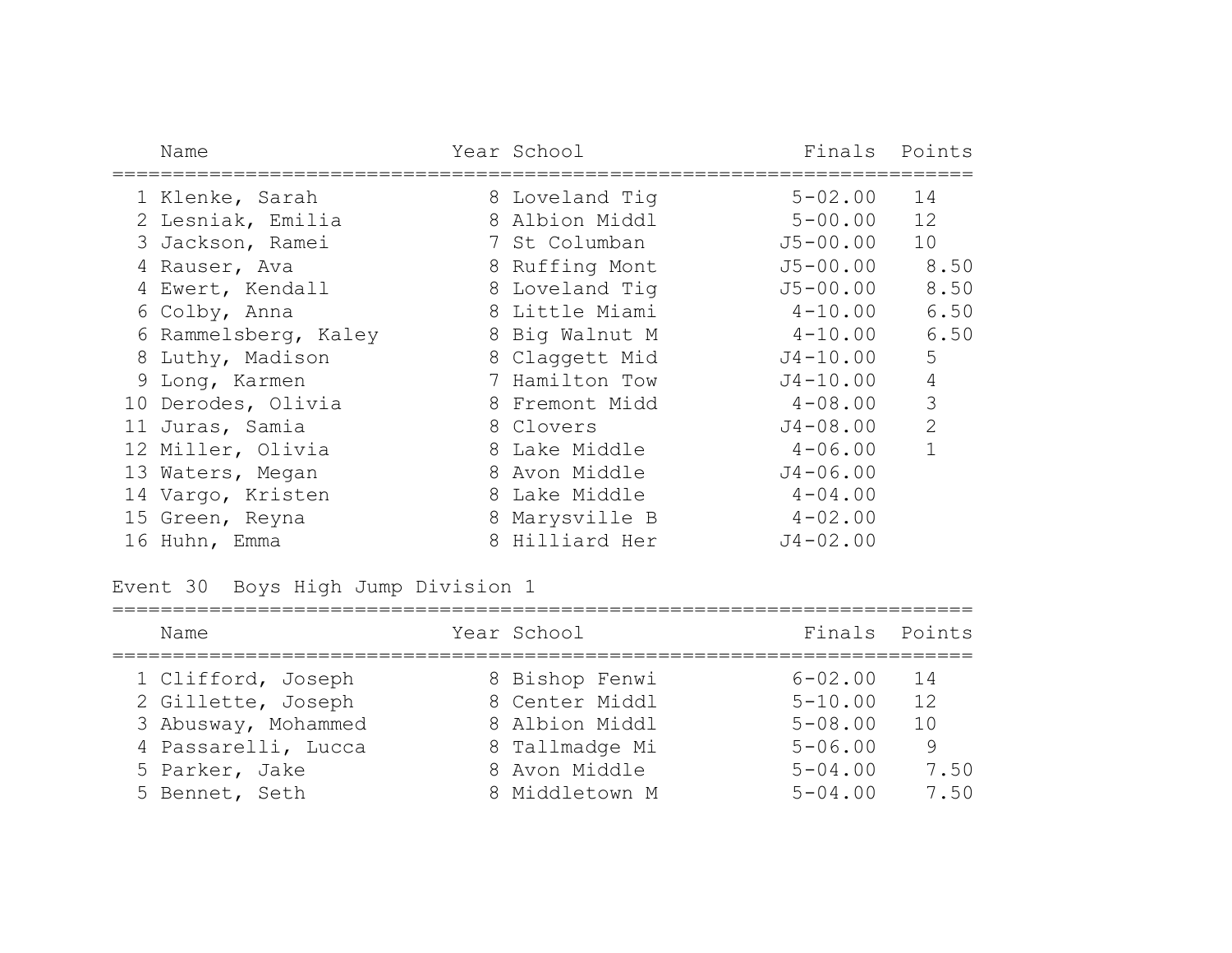| Place | Name | Year | School | Finals | Points |
|---|---|---|---|---|---|
| 1 | Klenke, Sarah | 8 | Loveland Tig | 5-02.00 | 14 |
| 2 | Lesniak, Emilia | 8 | Albion Middl | 5-00.00 | 12 |
| 3 | Jackson, Ramei | 7 | St Columban | J5-00.00 | 10 |
| 4 | Rauser, Ava | 8 | Ruffing Mont | J5-00.00 | 8.50 |
| 4 | Ewert, Kendall | 8 | Loveland Tig | J5-00.00 | 8.50 |
| 6 | Colby, Anna | 8 | Little Miami | 4-10.00 | 6.50 |
| 6 | Rammelsberg, Kaley | 8 | Big Walnut M | 4-10.00 | 6.50 |
| 8 | Luthy, Madison | 8 | Claggett Mid | J4-10.00 | 5 |
| 9 | Long, Karmen | 7 | Hamilton Tow | J4-10.00 | 4 |
| 10 | Derodes, Olivia | 8 | Fremont Midd | 4-08.00 | 3 |
| 11 | Juras, Samia | 8 | Clovers | J4-08.00 | 2 |
| 12 | Miller, Olivia | 8 | Lake Middle | 4-06.00 | 1 |
| 13 | Waters, Megan | 8 | Avon Middle | J4-06.00 | |
| 14 | Vargo, Kristen | 8 | Lake Middle | 4-04.00 | |
| 15 | Green, Reyna | 8 | Marysville B | 4-02.00 | |
| 16 | Huhn, Emma | 8 | Hilliard Her | J4-02.00 | |

## Event 30 Boys High Jump Division 1

| Place | Name | Year | School | Finals | Points |
|---|---|---|---|---|---|
| 1 | Clifford, Joseph | 8 | Bishop Fenwi | 6-02.00 | 14 |
| 2 | Gillette, Joseph | 8 | Center Middl | 5-10.00 | 12 |
| 3 | Abusway, Mohammed | 8 | Albion Middl | 5-08.00 | 10 |
| 4 | Passarelli, Lucca | 8 | Tallmadge Mi | 5-06.00 | 9 |
| 5 | Parker, Jake | 8 | Avon Middle | 5-04.00 | 7.50 |
| 5 | Bennet, Seth | 8 | Middletown M | 5-04.00 | 7.50 |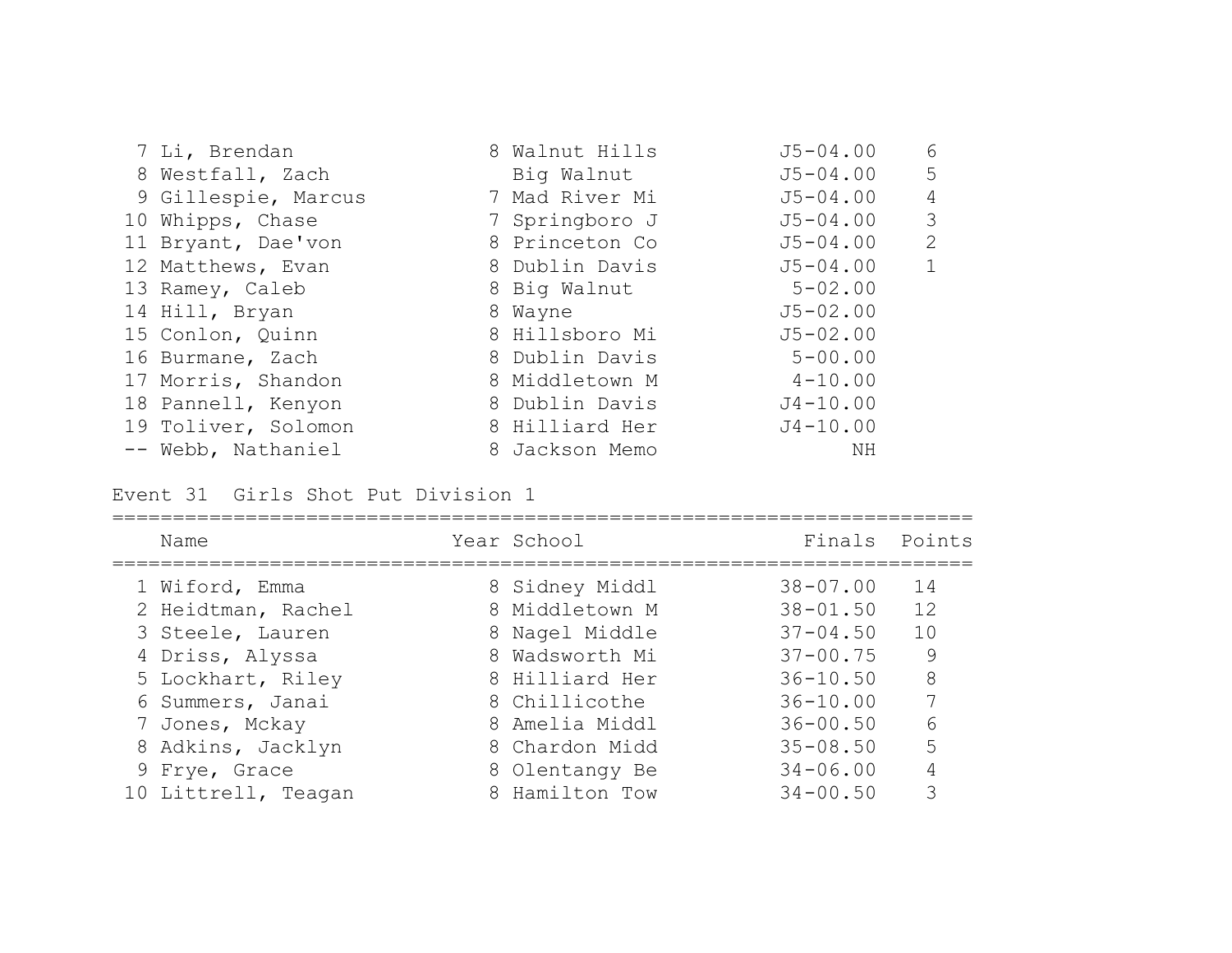| Place | Name | Year | School | Finals | Points |
|---|---|---|---|---|---|
| 7 | Li, Brendan | 8 | Walnut Hills | J5-04.00 | 6 |
| 8 | Westfall, Zach | | Big Walnut | J5-04.00 | 5 |
| 9 | Gillespie, Marcus | 7 | Mad River Mi | J5-04.00 | 4 |
| 10 | Whipps, Chase | 7 | Springboro J | J5-04.00 | 3 |
| 11 | Bryant, Dae'von | 8 | Princeton Co | J5-04.00 | 2 |
| 12 | Matthews, Evan | 8 | Dublin Davis | J5-04.00 | 1 |
| 13 | Ramey, Caleb | 8 | Big Walnut | 5-02.00 | |
| 14 | Hill, Bryan | 8 | Wayne | J5-02.00 | |
| 15 | Conlon, Quinn | 8 | Hillsboro Mi | J5-02.00 | |
| 16 | Burmane, Zach | 8 | Dublin Davis | 5-00.00 | |
| 17 | Morris, Shandon | 8 | Middletown M | 4-10.00 | |
| 18 | Pannell, Kenyon | 8 | Dublin Davis | J4-10.00 | |
| 19 | Toliver, Solomon | 8 | Hilliard Her | J4-10.00 | |
| -- | Webb, Nathaniel | 8 | Jackson Memo | NH | |

Event 31 Girls Shot Put Division 1

| Place | Name | Year | School | Finals | Points |
|---|---|---|---|---|---|
| 1 | Wiford, Emma | 8 | Sidney Middl | 38-07.00 | 14 |
| 2 | Heidtman, Rachel | 8 | Middletown M | 38-01.50 | 12 |
| 3 | Steele, Lauren | 8 | Nagel Middle | 37-04.50 | 10 |
| 4 | Driss, Alyssa | 8 | Wadsworth Mi | 37-00.75 | 9 |
| 5 | Lockhart, Riley | 8 | Hilliard Her | 36-10.50 | 8 |
| 6 | Summers, Janai | 8 | Chillicothe | 36-10.00 | 7 |
| 7 | Jones, Mckay | 8 | Amelia Middl | 36-00.50 | 6 |
| 8 | Adkins, Jacklyn | 8 | Chardon Midd | 35-08.50 | 5 |
| 9 | Frye, Grace | 8 | Olentangy Be | 34-06.00 | 4 |
| 10 | Littrell, Teagan | 8 | Hamilton Tow | 34-00.50 | 3 |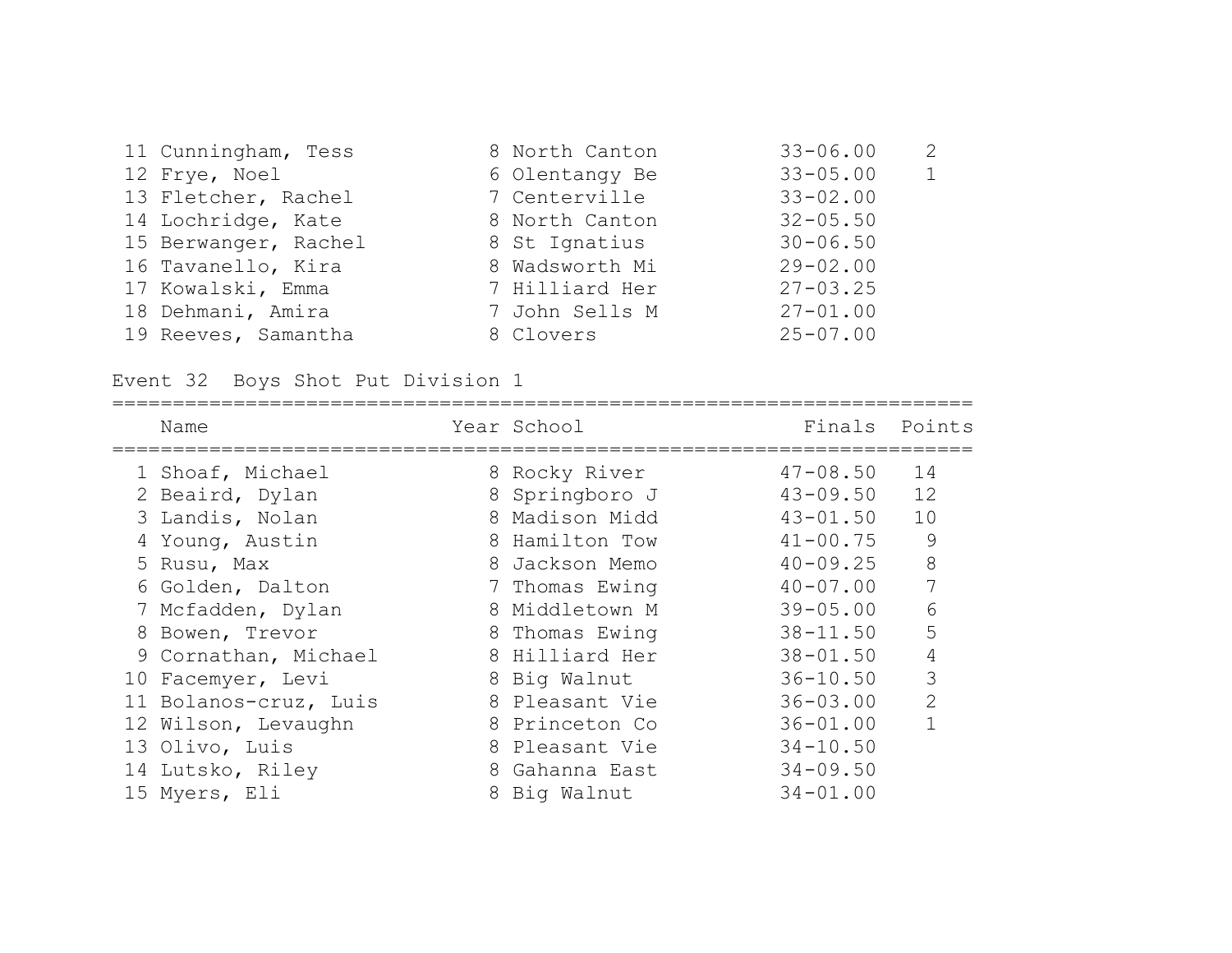| | Name | Year | School | Finals | Points |
|---|---|---|---|---|---|
| 11 | Cunningham, Tess | 8 | North Canton | 33-06.00 | 2 |
| 12 | Frye, Noel | 6 | Olentangy Be | 33-05.00 | 1 |
| 13 | Fletcher, Rachel | 7 | Centerville | 33-02.00 | |
| 14 | Lochridge, Kate | 8 | North Canton | 32-05.50 | |
| 15 | Berwanger, Rachel | 8 | St Ignatius | 30-06.50 | |
| 16 | Tavanello, Kira | 8 | Wadsworth Mi | 29-02.00 | |
| 17 | Kowalski, Emma | 7 | Hilliard Her | 27-03.25 | |
| 18 | Dehmani, Amira | 7 | John Sells M | 27-01.00 | |
| 19 | Reeves, Samantha | 8 | Clovers | 25-07.00 | |

Event 32 Boys Shot Put Division 1

| | Name | Year | School | Finals | Points |
|---|---|---|---|---|---|
| 1 | Shoaf, Michael | 8 | Rocky River | 47-08.50 | 14 |
| 2 | Beaird, Dylan | 8 | Springboro J | 43-09.50 | 12 |
| 3 | Landis, Nolan | 8 | Madison Midd | 43-01.50 | 10 |
| 4 | Young, Austin | 8 | Hamilton Tow | 41-00.75 | 9 |
| 5 | Rusu, Max | 8 | Jackson Memo | 40-09.25 | 8 |
| 6 | Golden, Dalton | 7 | Thomas Ewing | 40-07.00 | 7 |
| 7 | Mcfadden, Dylan | 8 | Middletown M | 39-05.00 | 6 |
| 8 | Bowen, Trevor | 8 | Thomas Ewing | 38-11.50 | 5 |
| 9 | Cornathan, Michael | 8 | Hilliard Her | 38-01.50 | 4 |
| 10 | Facemyer, Levi | 8 | Big Walnut | 36-10.50 | 3 |
| 11 | Bolanos-cruz, Luis | 8 | Pleasant Vie | 36-03.00 | 2 |
| 12 | Wilson, Levaughn | 8 | Princeton Co | 36-01.00 | 1 |
| 13 | Olivo, Luis | 8 | Pleasant Vie | 34-10.50 | |
| 14 | Lutsko, Riley | 8 | Gahanna East | 34-09.50 | |
| 15 | Myers, Eli | 8 | Big Walnut | 34-01.00 | |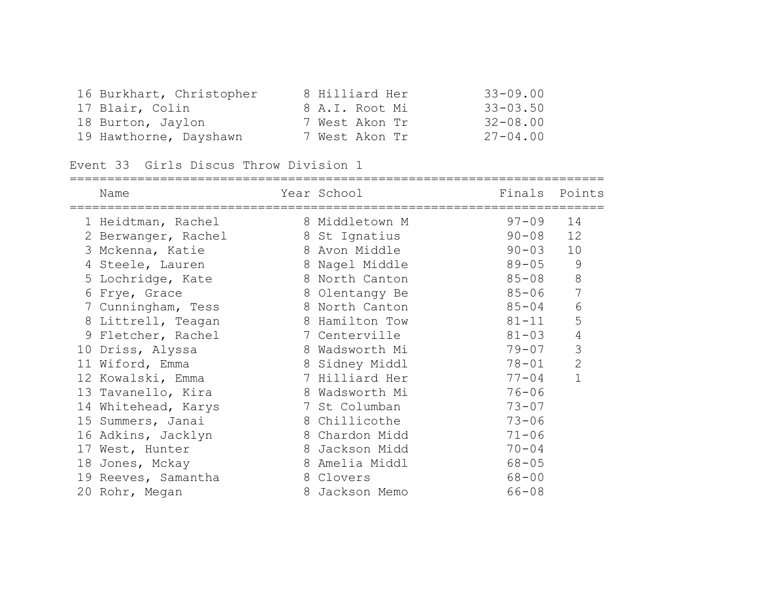| | Name | Year | School | Finals | Points |
|---|---|---|---|---|---|
| 16 | Burkhart, Christopher | 8 | Hilliard Her | 33-09.00 | |
| 17 | Blair, Colin | 8 | A.I. Root Mi | 33-03.50 | |
| 18 | Burton, Jaylon | 7 | West Akon Tr | 32-08.00 | |
| 19 | Hawthorne, Dayshawn | 7 | West Akon Tr | 27-04.00 | |

Event 33 Girls Discus Throw Division 1

| | Name | Year | School | Finals | Points |
|---|---|---|---|---|---|
| 1 | Heidtman, Rachel | 8 | Middletown M | 97-09 | 14 |
| 2 | Berwanger, Rachel | 8 | St Ignatius | 90-08 | 12 |
| 3 | Mckenna, Katie | 8 | Avon Middle | 90-03 | 10 |
| 4 | Steele, Lauren | 8 | Nagel Middle | 89-05 | 9 |
| 5 | Lochridge, Kate | 8 | North Canton | 85-08 | 8 |
| 6 | Frye, Grace | 8 | Olentangy Be | 85-06 | 7 |
| 7 | Cunningham, Tess | 8 | North Canton | 85-04 | 6 |
| 8 | Littrell, Teagan | 8 | Hamilton Tow | 81-11 | 5 |
| 9 | Fletcher, Rachel | 7 | Centerville | 81-03 | 4 |
| 10 | Driss, Alyssa | 8 | Wadsworth Mi | 79-07 | 3 |
| 11 | Wiford, Emma | 8 | Sidney Middl | 78-01 | 2 |
| 12 | Kowalski, Emma | 7 | Hilliard Her | 77-04 | 1 |
| 13 | Tavanello, Kira | 8 | Wadsworth Mi | 76-06 | |
| 14 | Whitehead, Karys | 7 | St Columban | 73-07 | |
| 15 | Summers, Janai | 8 | Chillicothe | 73-06 | |
| 16 | Adkins, Jacklyn | 8 | Chardon Midd | 71-06 | |
| 17 | West, Hunter | 8 | Jackson Midd | 70-04 | |
| 18 | Jones, Mckay | 8 | Amelia Middl | 68-05 | |
| 19 | Reeves, Samantha | 8 | Clovers | 68-00 | |
| 20 | Rohr, Megan | 8 | Jackson Memo | 66-08 | |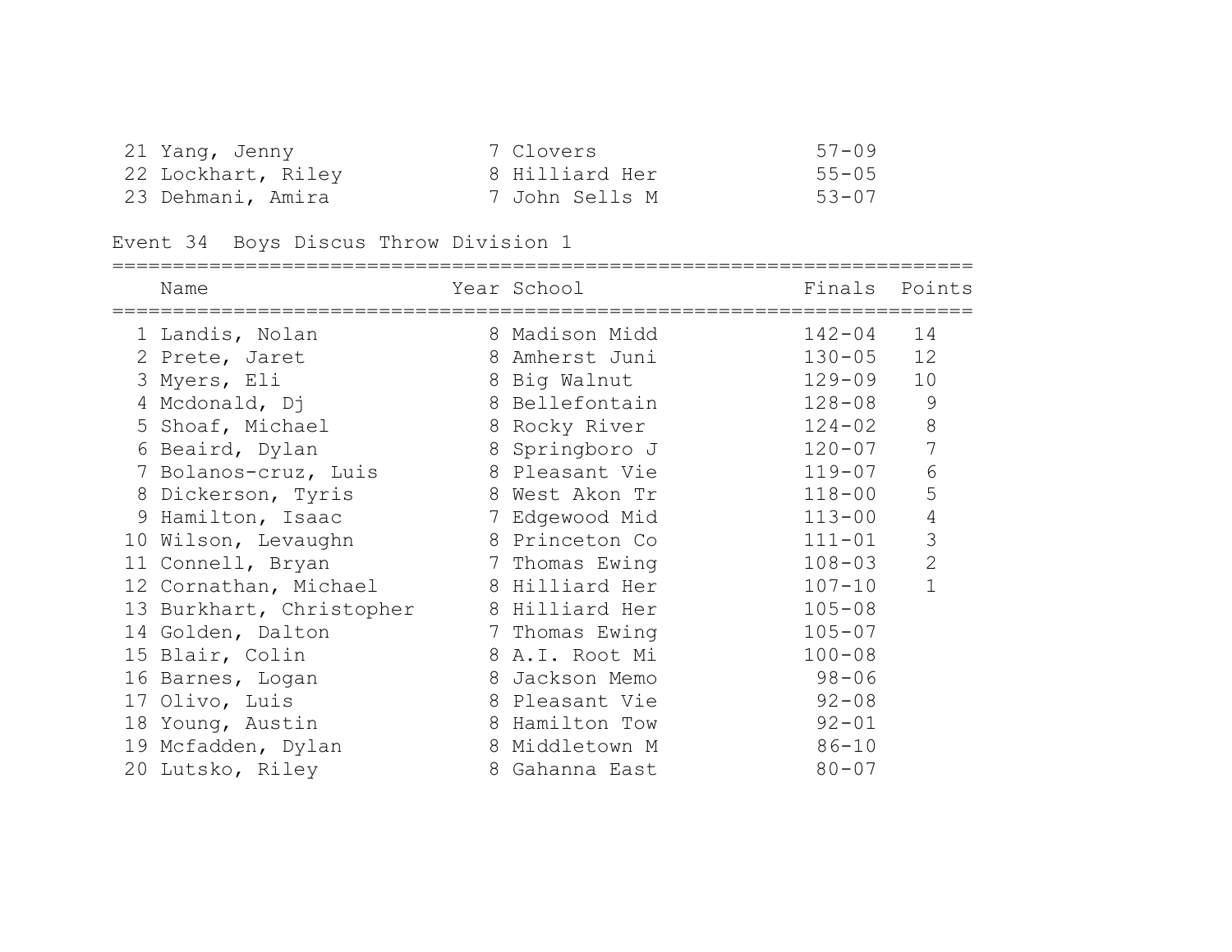| | Name | Year | School | Finals | Points |
|---|---|---|---|---|---|
| 21 | Yang, Jenny | 7 | Clovers | 57-09 | |
| 22 | Lockhart, Riley | 8 | Hilliard Her | 55-05 | |
| 23 | Dehmani, Amira | 7 | John Sells M | 53-07 | |

## Event 34 Boys Discus Throw Division 1

| | Name | Year | School | Finals | Points |
|---|---|---|---|---|---|
| 1 | Landis, Nolan | 8 | Madison Midd | 142-04 | 14 |
| 2 | Prete, Jaret | 8 | Amherst Juni | 130-05 | 12 |
| 3 | Myers, Eli | 8 | Big Walnut | 129-09 | 10 |
| 4 | Mcdonald, Dj | 8 | Bellefontain | 128-08 | 9 |
| 5 | Shoaf, Michael | 8 | Rocky River | 124-02 | 8 |
| 6 | Beaird, Dylan | 8 | Springboro J | 120-07 | 7 |
| 7 | Bolanos-cruz, Luis | 8 | Pleasant Vie | 119-07 | 6 |
| 8 | Dickerson, Tyris | 8 | West Akon Tr | 118-00 | 5 |
| 9 | Hamilton, Isaac | 7 | Edgewood Mid | 113-00 | 4 |
| 10 | Wilson, Levaughn | 8 | Princeton Co | 111-01 | 3 |
| 11 | Connell, Bryan | 7 | Thomas Ewing | 108-03 | 2 |
| 12 | Cornathan, Michael | 8 | Hilliard Her | 107-10 | 1 |
| 13 | Burkhart, Christopher | 8 | Hilliard Her | 105-08 | |
| 14 | Golden, Dalton | 7 | Thomas Ewing | 105-07 | |
| 15 | Blair, Colin | 8 | A.I. Root Mi | 100-08 | |
| 16 | Barnes, Logan | 8 | Jackson Memo | 98-06 | |
| 17 | Olivo, Luis | 8 | Pleasant Vie | 92-08 | |
| 18 | Young, Austin | 8 | Hamilton Tow | 92-01 | |
| 19 | Mcfadden, Dylan | 8 | Middletown M | 86-10 | |
| 20 | Lutsko, Riley | 8 | Gahanna East | 80-07 | |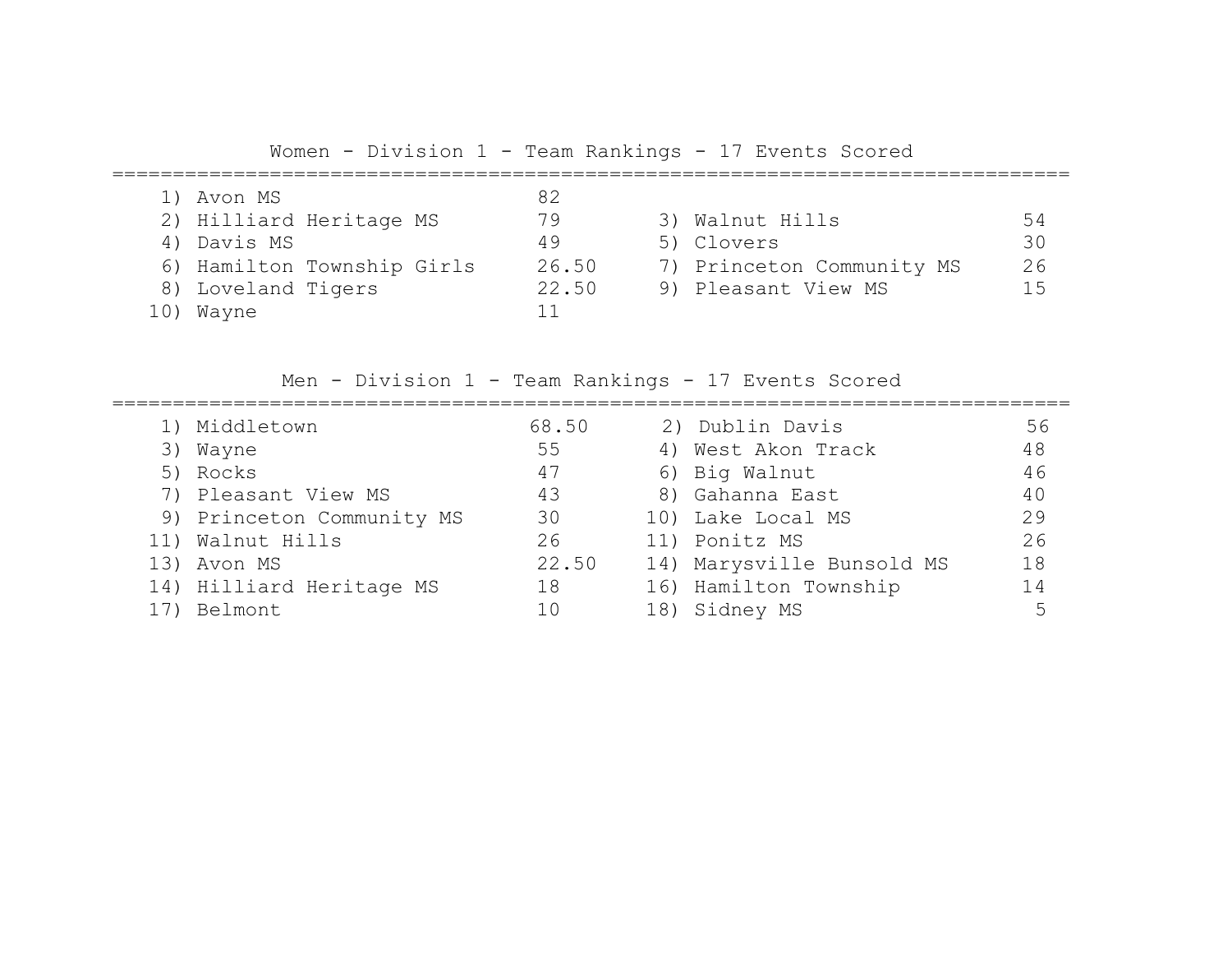## Women - Division 1 - Team Rankings - 17 Events Scored

| | | | |
|---|---|---|---|
| 1) Avon MS | 82 | | |
| 2) Hilliard Heritage MS | 79 | 3) Walnut Hills | 54 |
| 4) Davis MS | 49 | 5) Clovers | 30 |
| 6) Hamilton Township Girls | 26.50 | 7) Princeton Community MS | 26 |
| 8) Loveland Tigers | 22.50 | 9) Pleasant View MS | 15 |
| 10) Wayne | 11 | | |

## Men - Division 1 - Team Rankings - 17 Events Scored

| | | | |
|---|---|---|---|
| 1) Middletown | 68.50 | 2) Dublin Davis | 56 |
| 3) Wayne | 55 | 4) West Akon Track | 48 |
| 5) Rocks | 47 | 6) Big Walnut | 46 |
| 7) Pleasant View MS | 43 | 8) Gahanna East | 40 |
| 9) Princeton Community MS | 30 | 10) Lake Local MS | 29 |
| 11) Walnut Hills | 26 | 11) Ponitz MS | 26 |
| 13) Avon MS | 22.50 | 14) Marysville Bunsold MS | 18 |
| 14) Hilliard Heritage MS | 18 | 16) Hamilton Township | 14 |
| 17) Belmont | 10 | 18) Sidney MS | 5 |